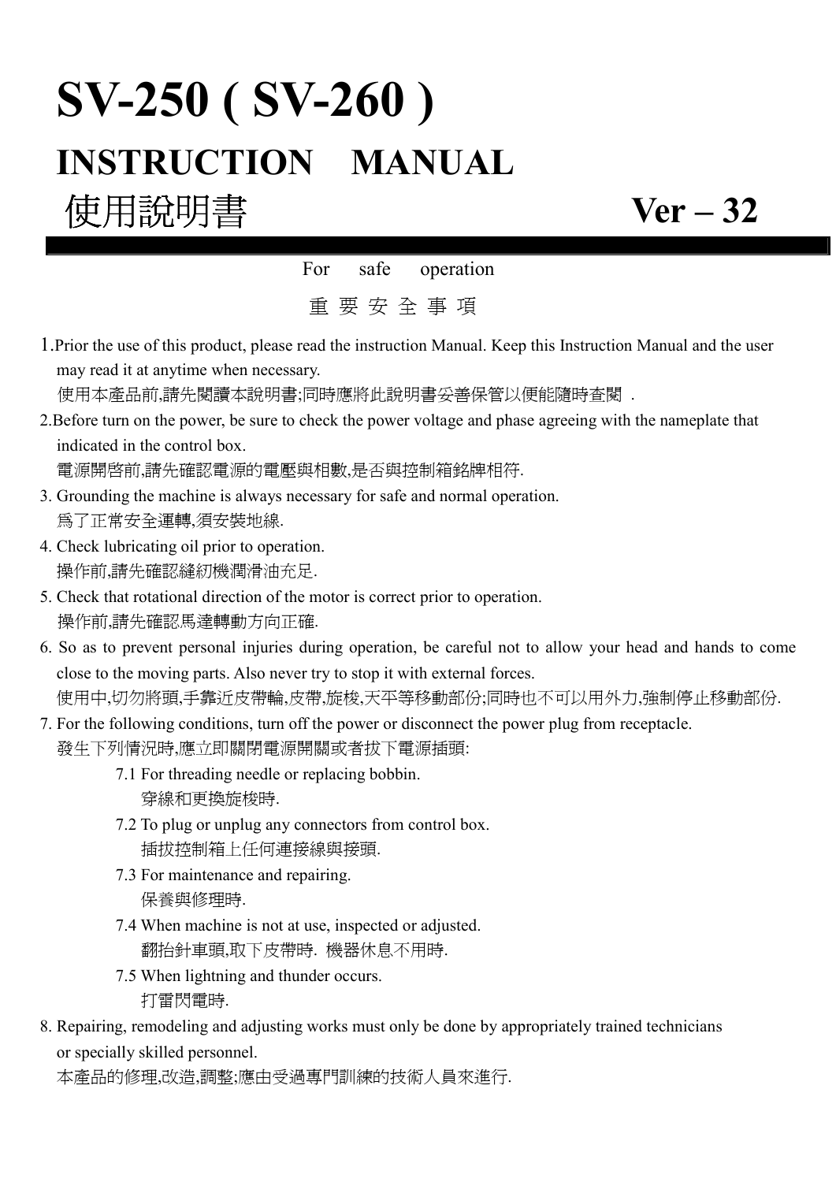# SV-250 ( SV-260 )

# INSTRUCTION MANUAL

# 使用說明書 Ver – 32

For safe operation

重 要 安 全 事 項

1. Prior the use of this product, please read the instruction Manual. Keep this Instruction Manual and the user may read it at anytime when necessary.
   使用本產品前,請先閱讀本說明書;同時應將此說明書妥善保管以便能隨時查閱 .
2. Before turn on the power, be sure to check the power voltage and phase agreeing with the nameplate that indicated in the control box.
   電源開啓前,請先確認電源的電壓與相數,是否與控制箱銘牌相符.
3. Grounding the machine is always necessary for safe and normal operation.
   爲了正常安全運轉,須安裝地線.
4. Check lubricating oil prior to operation.
   操作前,請先確認縫紉機潤滑油充足.
5. Check that rotational direction of the motor is correct prior to operation.
   操作前,請先確認馬達轉動方向正確.
6. So as to prevent personal injuries during operation, be careful not to allow your head and hands to come close to the moving parts. Also never try to stop it with external forces.
   使用中,切勿將頭,手靠近皮帶輪,皮帶,旋梭,天平等移動部份;同時也不可以用外力,強制停止移動部份.
7. For the following conditions, turn off the power or disconnect the power plug from receptacle.
   發生下列情況時,應立即關閉電源開關或者拔下電源插頭:
   - 7.1 For threading needle or replacing bobbin.
     穿線和更換旋梭時.
   - 7.2 To plug or unplug any connectors from control box.
     插拔控制箱上任何連接線與接頭.
   - 7.3 For maintenance and repairing.
     保養與修理時.
   - 7.4 When machine is not at use, inspected or adjusted.
     翻抬針車頭,取下皮帶時. 機器休息不用時.
   - 7.5 When lightning and thunder occurs.
     打雷閃電時.
8. Repairing, remodeling and adjusting works must only be done by appropriately trained technicians or specially skilled personnel.
   本產品的修理,改造,調整;應由受過專門訓練的技術人員來進行.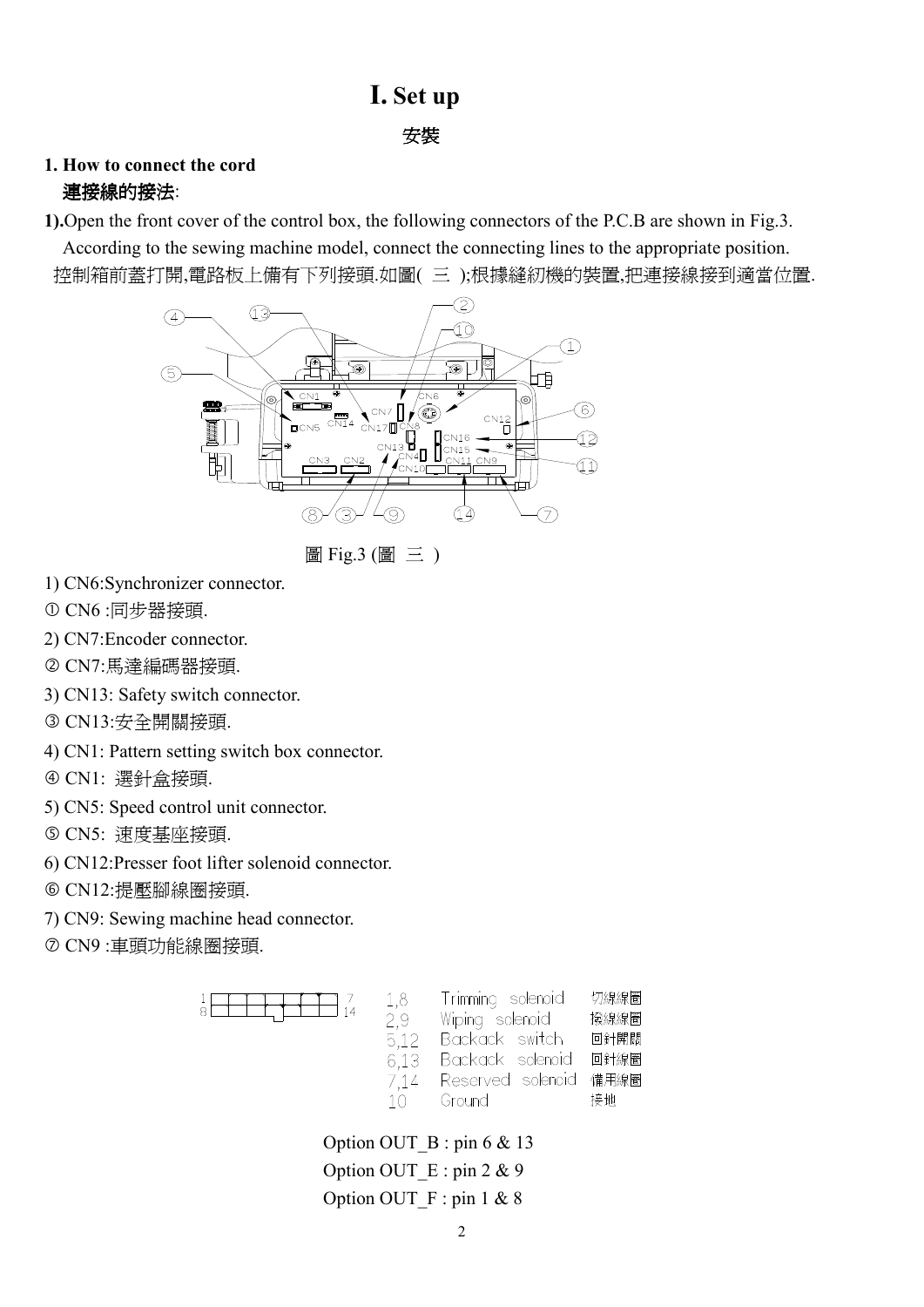# I. Set up

安裝

### 1. How to connect the cord

**連接線的接法**:

**1).**Open the front cover of the control box, the following connectors of the P.C.B are shown in Fig.3. According to the sewing machine model, connect the connecting lines to the appropriate position.

控制箱前蓋打開,電路板上備有下列接頭.如圖( 三 );根據縫紉機的裝置,把連接線接到適當位置.

圖 Fig.3 (圖 三 )

1) CN6:Synchronizer connector.

① CN6 :同步器接頭.

2) CN7:Encoder connector.

② CN7:馬達編碼器接頭.

3) CN13: Safety switch connector.

③ CN13:安全開關接頭.

4) CN1: Pattern setting switch box connector.

④ CN1: 選針盒接頭.

5) CN5: Speed control unit connector.

⑤ CN5: 速度基座接頭.

6) CN12:Presser foot lifter solenoid connector.

⑥ CN12:提壓腳線圈接頭.

7) CN9: Sewing machine head connector.

⑦ CN9 :車頭功能線圈接頭.

| Pins | Function | 功能 |
|---|---|---|
| 1,8 | Trimming solenoid | 切線線圈 |
| 2,9 | Wiping solenoid | 撥線線圈 |
| 5,12 | Backack switch | 回針開關 |
| 6,13 | Backack solenoid | 回針線圈 |
| 7,14 | Reserved solenoid | 備用線圈 |
| 10 | Ground | 接地 |

Option OUT_B : pin 6 & 13

Option OUT_E : pin 2 & 9

Option OUT_F : pin 1 & 8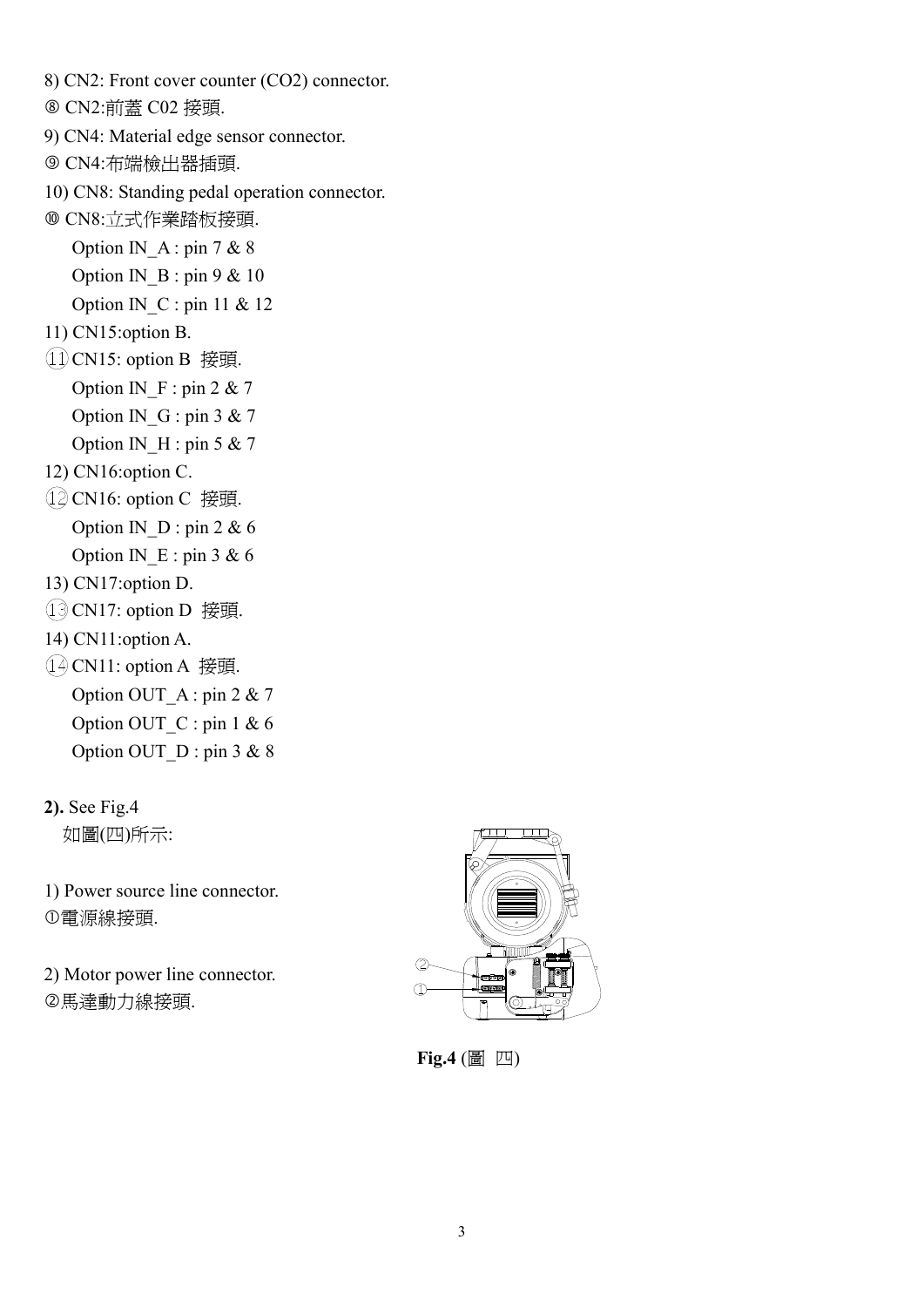8) CN2: Front cover counter (CO2) connector.

⑧ CN2:前蓋 C02 接頭.

9) CN4: Material edge sensor connector.

⑨ CN4:布端檢出器插頭.

10) CN8: Standing pedal operation connector.

⑩ CN8:立式作業踏板接頭.

Option IN_A : pin 7 & 8

Option IN_B : pin 9 & 10

Option IN_C : pin 11 & 12

11) CN15:option B.

⑪ CN15: option B 接頭.

Option IN_F : pin 2 & 7

Option IN_G : pin 3 & 7

Option IN_H : pin 5 & 7

12) CN16:option C.

⑫ CN16: option C 接頭.

Option IN_D : pin 2 & 6

Option IN_E : pin 3 & 6

13) CN17:option D.

⑬ CN17: option D 接頭.

14) CN11:option A.

⑭ CN11: option A 接頭.

Option OUT_A : pin 2 & 7

Option OUT_C : pin 1 & 6

Option OUT_D : pin 3 & 8

**2).** See Fig.4

如圖(四)所示:

1) Power source line connector.

①電源線接頭.

2) Motor power line connector.

②馬達動力線接頭.

**Fig.4** (圖 四)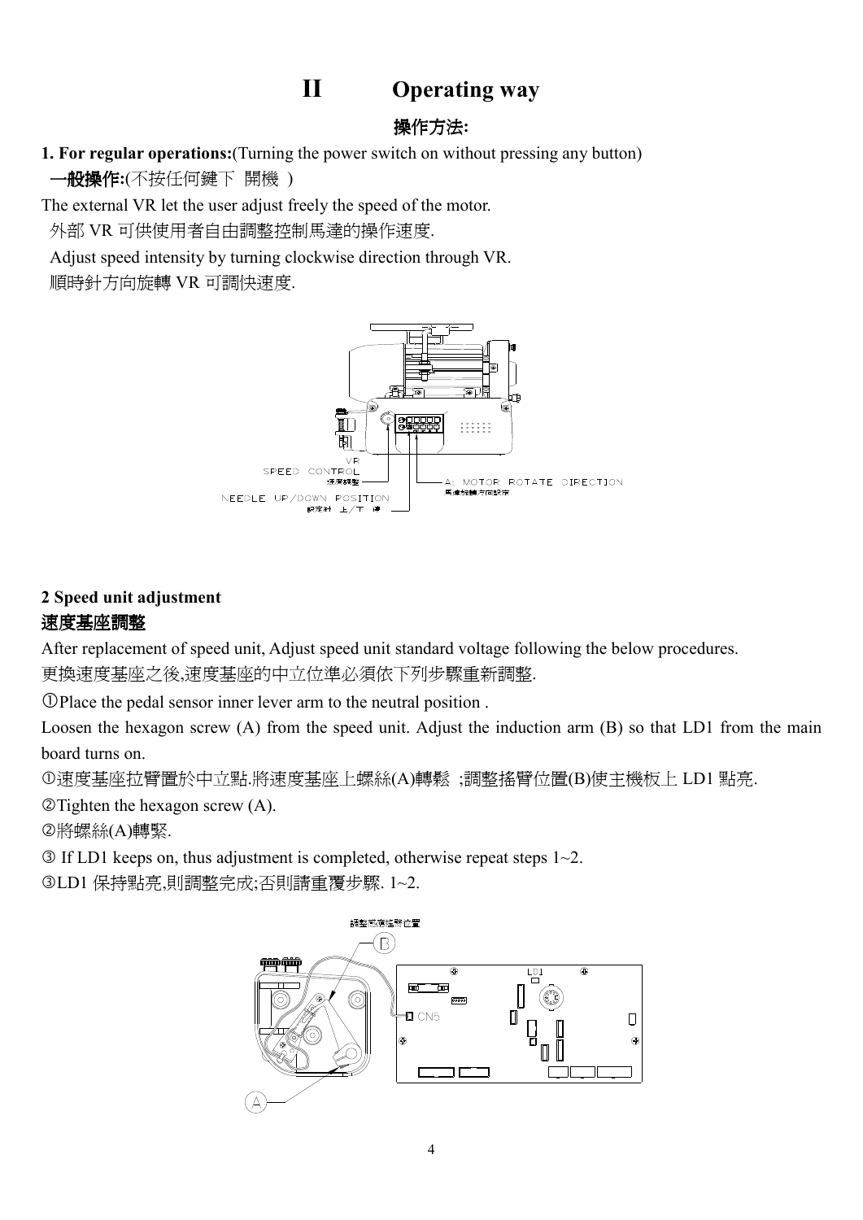# II Operating way

## 操作方法:

**1. For regular operations:**(Turning the power switch on without pressing any button)

**一般操作:**(不按任何鍵下 開機 )

The external VR let the user adjust freely the speed of the motor.

外部 VR 可供使用者自由調整控制馬達的操作速度.

Adjust speed intensity by turning clockwise direction through VR.

順時針方向旋轉 VR 可調快速度.

VR SPEED CONTROL 速度調整

NEEDLE UP/DOWN POSITION 設定針 上/下 停

A: MOTOR ROTATE DIRECTION 馬達旋轉方向設定

**2 Speed unit adjustment**

**速度基座調整**

After replacement of speed unit, Adjust speed unit standard voltage following the below procedures.

更換速度基座之後,速度基座的中立位準必須依下列步驟重新調整.

①Place the pedal sensor inner lever arm to the neutral position .

Loosen the hexagon screw (A) from the speed unit. Adjust the induction arm (B) so that LD1 from the main board turns on.

①速度基座拉臂置於中立點.將速度基座上螺絲(A)轉鬆 ;調整搖臂位置(B)使主機板上 LD1 點亮.

②Tighten the hexagon screw (A).

②將螺絲(A)轉緊.

③ If LD1 keeps on, thus adjustment is completed, otherwise repeat steps 1~2.

③LD1 保持點亮,則調整完成;否則請重覆步驟. 1~2.

調整感應搖臂位置 (B)

LD1

CN5

(A)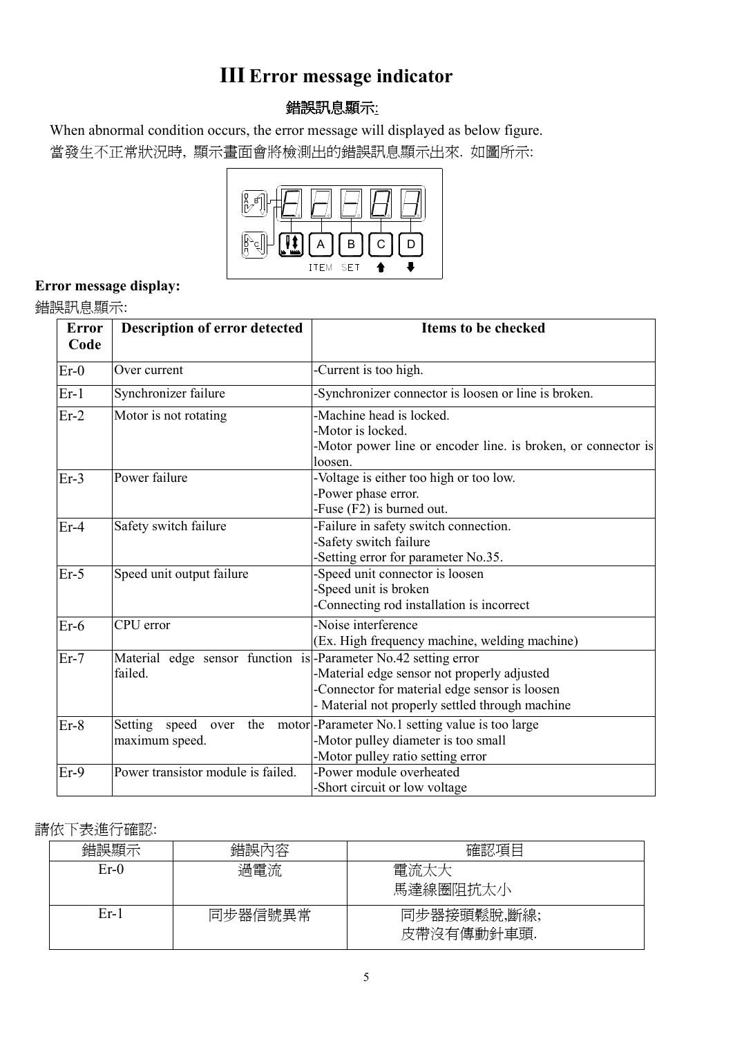# III Error message indicator

錯誤訊息顯示:

When abnormal condition occurs, the error message will displayed as below figure.

當發生不正常狀況時, 顯示畫面會將檢測出的錯誤訊息顯示出來. 如圖所示:

A B C D

ITEM SET

**Error message display:**

錯誤訊息顯示:

| Error Code | Description of error detected | Items to be checked |
|---|---|---|
| Er-0 | Over current | -Current is too high. |
| Er-1 | Synchronizer failure | -Synchronizer connector is loosen or line is broken. |
| Er-2 | Motor is not rotating | -Machine head is locked.<br>-Motor is locked.<br>-Motor power line or encoder line. is broken, or connector is loosen. |
| Er-3 | Power failure | -Voltage is either too high or too low.<br>-Power phase error.<br>-Fuse (F2) is burned out. |
| Er-4 | Safety switch failure | -Failure in safety switch connection.<br>-Safety switch failure<br>-Setting error for parameter No.35. |
| Er-5 | Speed unit output failure | -Speed unit connector is loosen<br>-Speed unit is broken<br>-Connecting rod installation is incorrect |
| Er-6 | CPU error | -Noise interference<br>(Ex. High frequency machine, welding machine) |
| Er-7 | Material edge sensor function is failed. | -Parameter No.42 setting error<br>-Material edge sensor not properly adjusted<br>-Connector for material edge sensor is loosen<br>- Material not properly settled through machine |
| Er-8 | Setting speed over the motor maximum speed. | -Parameter No.1 setting value is too large<br>-Motor pulley diameter is too small<br>-Motor pulley ratio setting error |
| Er-9 | Power transistor module is failed. | -Power module overheated<br>-Short circuit or low voltage |

請依下表進行確認:

| 錯誤顯示 | 錯誤內容 | 確認項目 |
|---|---|---|
| Er-0 | 過電流 | 電流太大<br>馬達線圈阻抗太小 |
| Er-1 | 同步器信號異常 | 同步器接頭鬆脫,斷線;<br>皮帶沒有傳動針車頭. |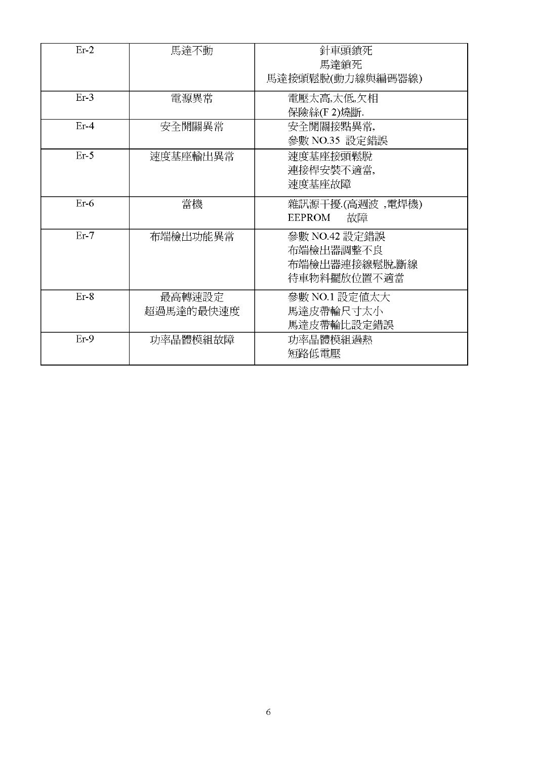| Er-2 | 馬達不動 | 針車頭鎖死<br>馬達鎖死<br>馬達接頭鬆脫(動力線與編碼器線) |
|---|---|---|
| Er-3 | 電源異常 | 電壓太高,太低,欠相<br>保險絲(F 2)燒斷. |
| Er-4 | 安全開關異常 | 安全開關接點異常,<br>參數 NO.35 設定錯誤 |
| Er-5 | 速度基座輸出異常 | 速度基座接頭鬆脫<br>連接桿安裝不適當,<br>速度基座故障 |
| Er-6 | 當機 | 雜訊源干擾.(高週波 ,電焊機)<br>EEPROM 故障 |
| Er-7 | 布端檢出功能異常 | 參數 NO.42 設定錯誤<br>布端檢出器調整不良<br>布端檢出器連接線鬆脫,斷線<br>待車物料擺放位置不適當 |
| Er-8 | 最高轉速設定<br>超過馬達的最快速度 | 參數 NO.1 設定值太大<br>馬達皮帶輪尺寸太小<br>馬達皮帶輪比設定錯誤 |
| Er-9 | 功率晶體模組故障 | 功率晶體模組過熱<br>短路低電壓 |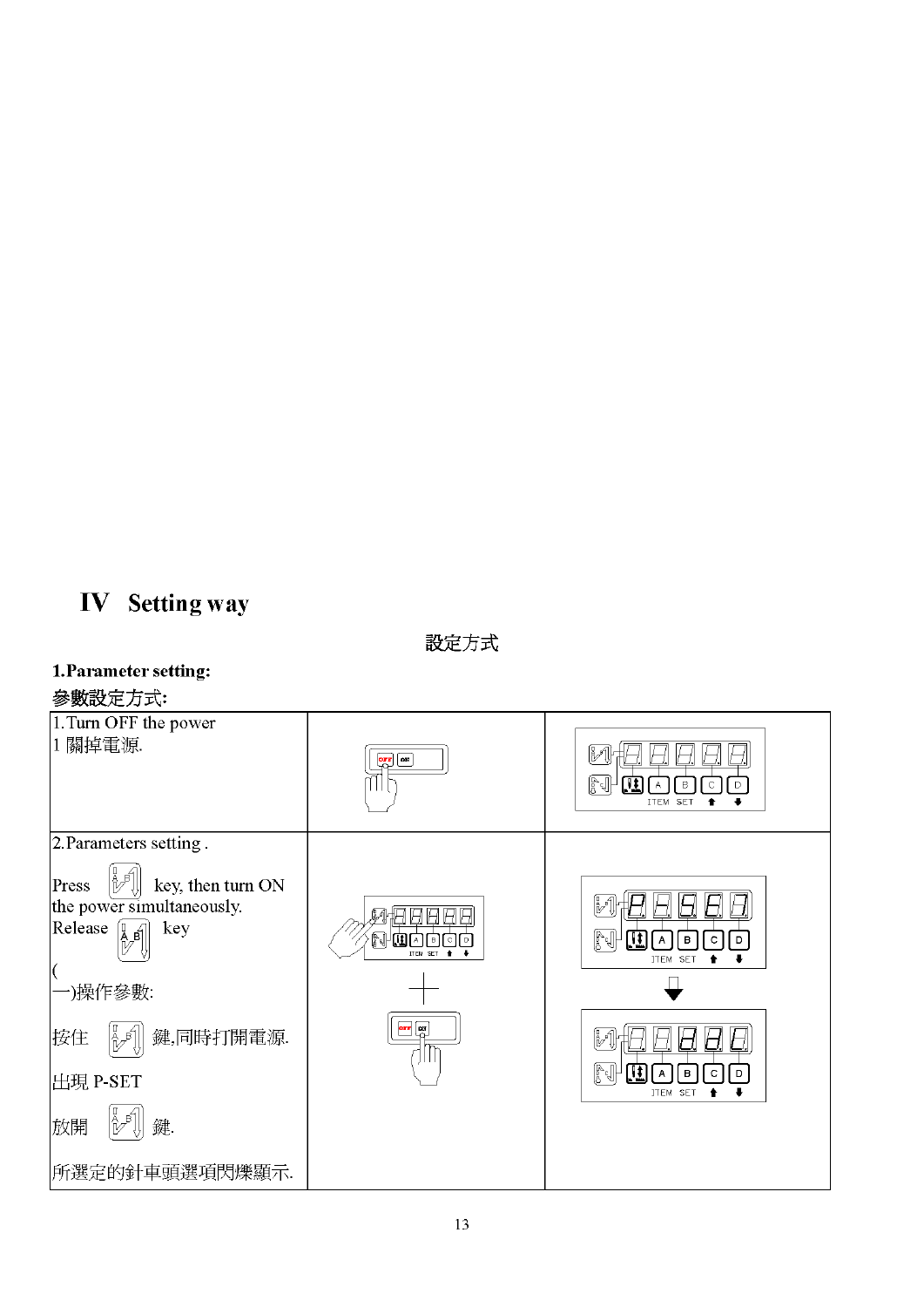# IV Setting way

設定方式

**1.Parameter setting:**

**參數設定方式:**

| | | |
|---|---|---|
| 1.Turn OFF the power<br>1 關掉電源. | | |
| 2.Parameters setting .<br><br>Press key, then turn ON the power simultaneously.<br>Release key<br><br>(一)操作參數:<br><br>按住 鍵,同時打開電源.<br><br>出現 P-SET<br><br>放開 鍵.<br><br>所選定的針車頭選項閃爍顯示. | | |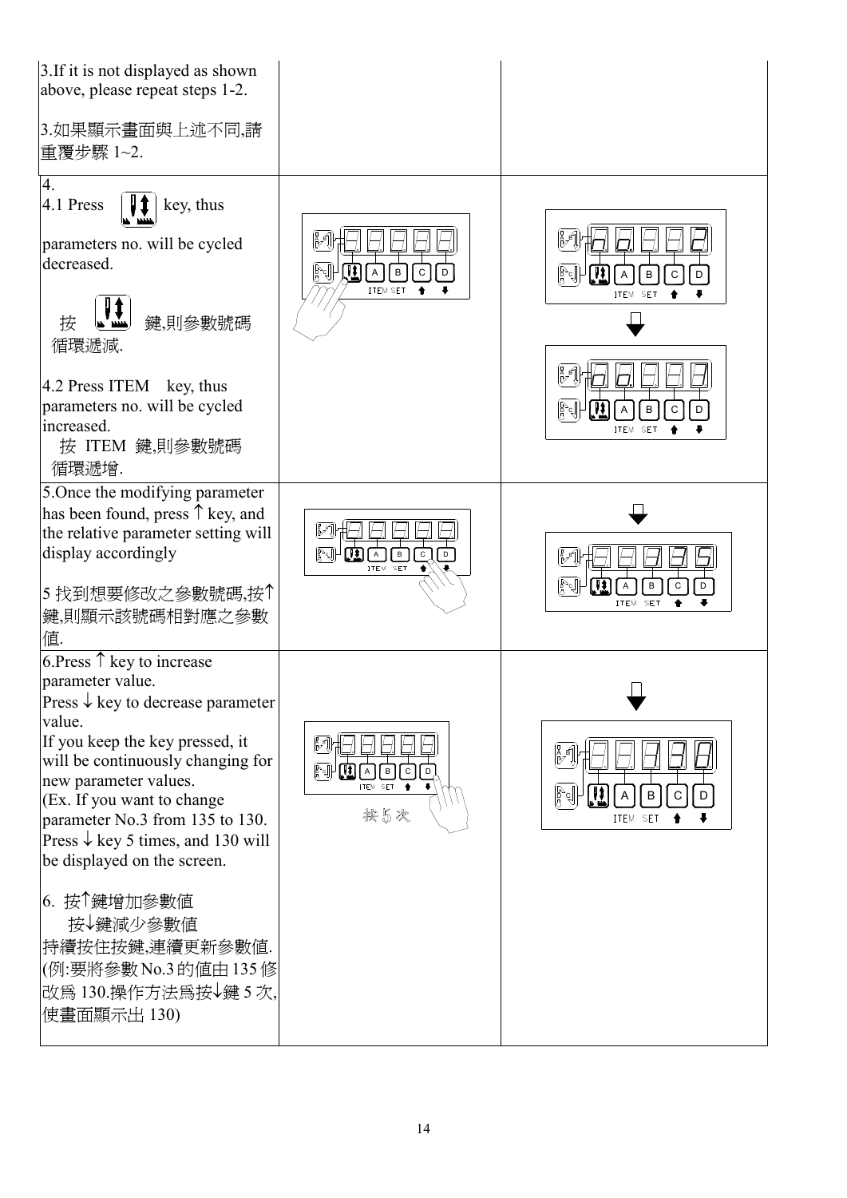| | | |
|---|---|---|
| 3.If it is not displayed as shown above, please repeat steps 1-2.<br><br>3.如果顯示畫面與上述不同,請重覆步驟 1~2. | | |
| 4.<br>4.1 Press key, thus parameters no. will be cycled decreased.<br><br>按 鍵,則參數號碼循環遞減.<br><br>4.2 Press ITEM key, thus parameters no. will be cycled increased.<br>按 ITEM 鍵,則參數號碼循環遞增. | | |
| 5.Once the modifying parameter has been found, press ↑ key, and the relative parameter setting will display accordingly<br><br>5 找到想要修改之參數號碼,按↑鍵,則顯示該號碼相對應之參數值. | | |
| 6.Press ↑ key to increase parameter value.<br>Press ↓ key to decrease parameter value.<br>If you keep the key pressed, it will be continuously changing for new parameter values.<br>(Ex. If you want to change parameter No.3 from 135 to 130. Press ↓ key 5 times, and 130 will be displayed on the screen.<br><br>6. 按↑鍵增加參數值<br>按↓鍵減少參數值<br>持續按住按鍵,連續更新參數值.<br>(例:要將參數 No.3 的值由 135 修改為 130.操作方法為按↓鍵 5 次,使畫面顯示出 130) | 按 5 次 | |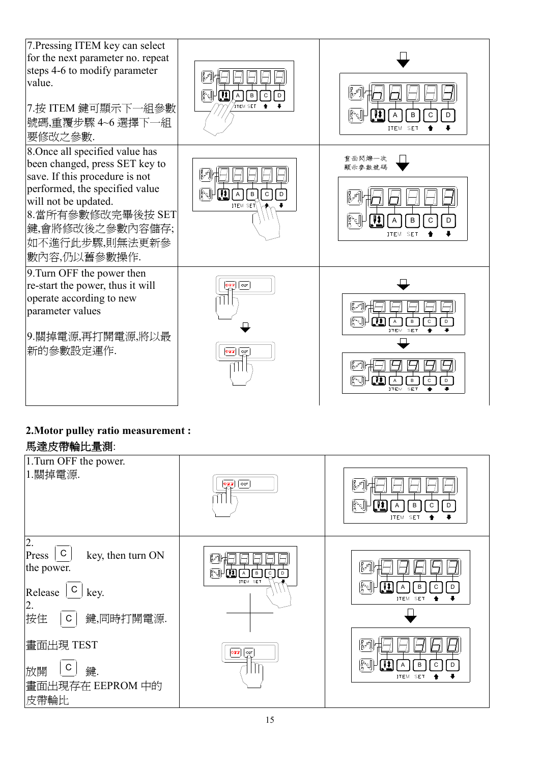| | | |
|---|---|---|
| 7.Pressing ITEM key can select for the next parameter no. repeat steps 4-6 to modify parameter value.<br><br>7.按 ITEM 鍵可顯示下一組參數號碼,重覆步驟 4~6 選擇下一組要修改之參數. | | |
| 8.Once all specified value has been changed, press SET key to save. If this procedure is not performed, the specified value will not be updated.<br>8.當所有參數修改完畢後按 SET 鍵,會將修改後之參數內容儲存;如不進行此步驟,則無法更新參數內容,仍以舊參數操作. | | 畫面閃爍一次<br>顯示參數號碼 |
| 9.Turn OFF the power then re-start the power, thus it will operate according to new parameter values<br><br>9.關掉電源,再打開電源,將以最新的參數設定運作. | | |

**2.Motor pulley ratio measurement :**

**馬達皮帶輪比量測**:

| | | |
|---|---|---|
| 1.Turn OFF the power.<br>1.關掉電源. | | |
| 2.<br>Press C key, then turn ON the power.<br><br>Release C key.<br>2.<br>按住 C 鍵,同時打開電源.<br><br>畫面出現 TEST<br><br>放開 C 鍵.<br>畫面出現存在 EEPROM 中的皮帶輪比 | | |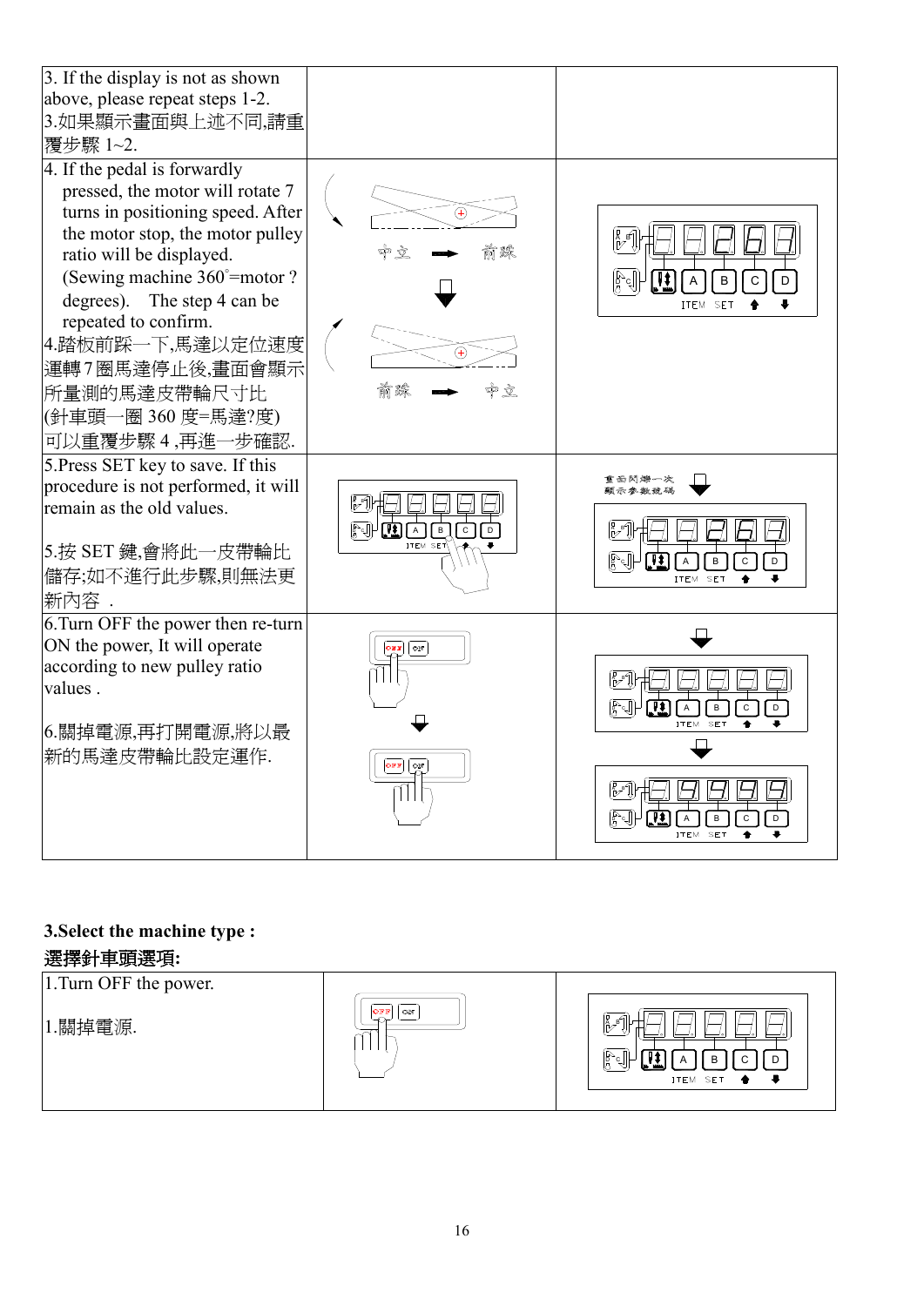| | | |
|---|---|---|
| 3. If the display is not as shown above, please repeat steps 1-2.<br>3.如果顯示畫面與上述不同,請重覆步驟 1~2. | | |
| 4. If the pedal is forwardly pressed, the motor will rotate 7 turns in positioning speed. After the motor stop, the motor pulley ratio will be displayed. (Sewing machine 360°=motor ? degrees). The step 4 can be repeated to confirm.<br>4.踏板前踩一下,馬達以定位速度運轉7圈馬達停止後,畫面會顯示所量測的馬達皮帶輪尺寸比(針車頭一圈 360 度=馬達?度)可以重覆步驟 4 ,再進一步確認. | 中立 ➡ 前踩<br>前踩 ➡ 中立 | |
| 5.Press SET key to save. If this procedure is not performed, it will remain as the old values.<br><br>5.按 SET 鍵,會將此一皮帶輪比儲存;如不進行此步驟,則無法更新內容 . | | 畫面閃爍一次顯示參數號碼 |
| 6.Turn OFF the power then re-turn ON the power, It will operate according to new pulley ratio values .<br><br>6.關掉電源,再打開電源,將以最新的馬達皮帶輪比設定運作. | | |

**3.Select the machine type :**

**選擇針車頭選項:**

| | | |
|---|---|---|
| 1.Turn OFF the power.<br><br>1.關掉電源. | | |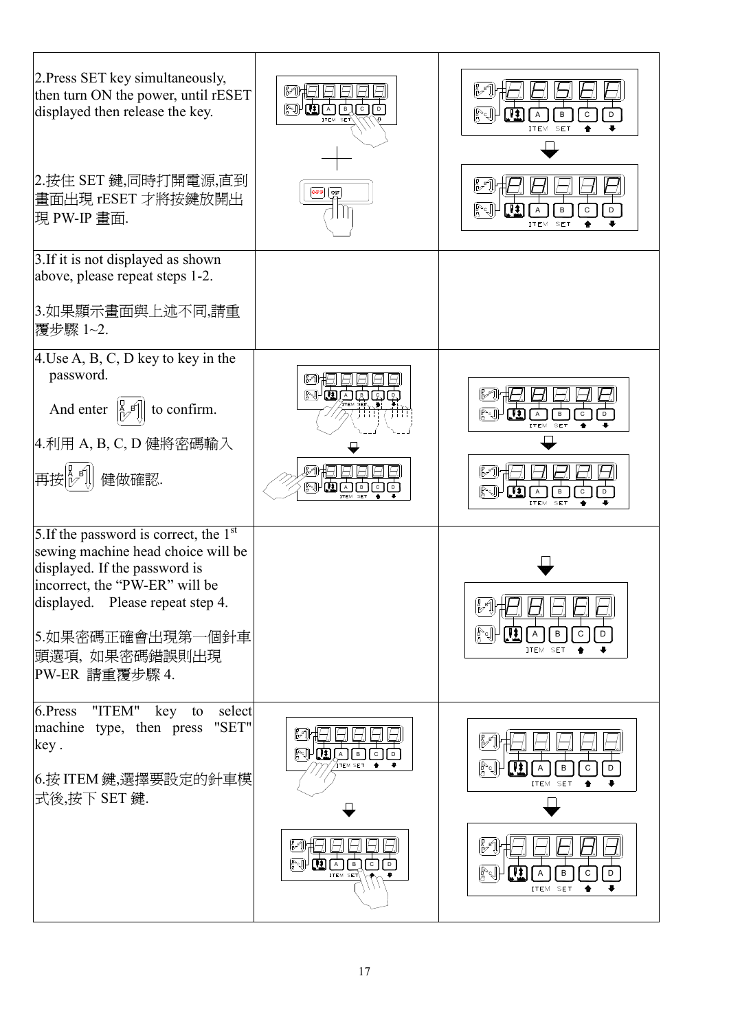| | | |
|---|---|---|
| 2.Press SET key simultaneously, then turn ON the power, until rESET displayed then release the key.<br><br>2.按住 SET 鍵,同時打開電源,直到畫面出現 rESET 才將按鍵放開出現 PW-IP 畫面. | | |
| 3.If it is not displayed as shown above, please repeat steps 1-2.<br><br>3.如果顯示畫面與上述不同,請重覆步驟 1~2. | | |
| 4.Use A, B, C, D key to key in the password.<br><br>And enter to confirm.<br><br>4.利用 A, B, C, D 健將密碼輸入<br><br>再按 健做確認. | | |
| 5.If the password is correct, the 1st sewing machine head choice will be displayed. If the password is incorrect, the "PW-ER" will be displayed. Please repeat step 4.<br><br>5.如果密碼正確會出現第一個針車頭選項, 如果密碼錯誤則出現 PW-ER 請重覆步驟 4. | | |
| 6.Press "ITEM" key to select machine type, then press "SET" key .<br><br>6.按 ITEM 鍵,選擇要設定的針車模式後,按下 SET 鍵. | | |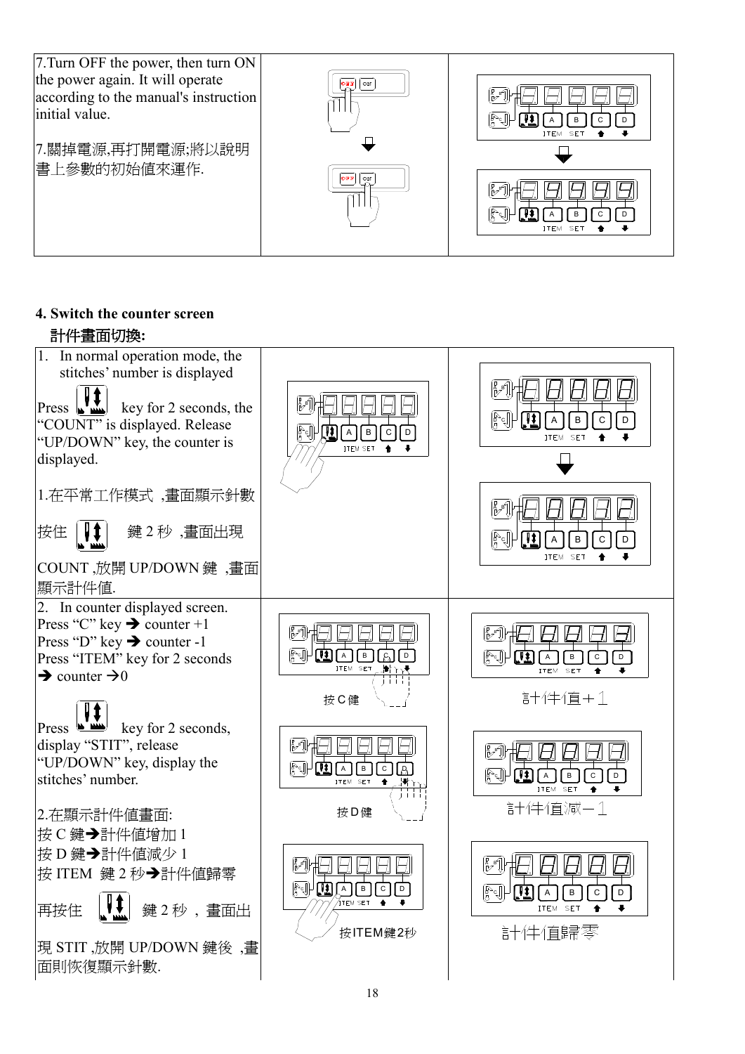| | | |
|---|---|---|
| 7.Turn OFF the power, then turn ON the power again. It will operate according to the manual's instruction initial value.<br><br>7.關掉電源,再打開電源;將以說明書上參數的初始值來運作. | | |

## 4. Switch the counter screen

## 計件畫面切換:

| | | |
|---|---|---|
| 1. In normal operation mode, the stitches' number is displayed<br><br>Press key for 2 seconds, the "COUNT" is displayed. Release "UP/DOWN" key, the counter is displayed.<br><br>1.在平常工作模式 ,畫面顯示針數<br><br>按住 鍵 2 秒 ,畫面出現 COUNT ,放開 UP/DOWN 鍵 ,畫面顯示計件值. | | |
| 2. In counter displayed screen.<br>Press "C" key ➔ counter +1<br>Press "D" key ➔ counter -1<br>Press "ITEM" key for 2 seconds ➔ counter ➔0<br><br>Press key for 2 seconds, display "STIT", release "UP/DOWN" key, display the stitches' number.<br><br>2.在顯示計件值畫面:<br>按 C 鍵➔計件值增加 1<br>按 D 鍵➔計件值減少 1<br>按 ITEM 鍵 2 秒➔計件值歸零<br><br>再按住 鍵 2 秒 , 畫面出現 STIT ,放開 UP/DOWN 鍵後 ,畫面則恢復顯示針數. | 按 C 鍵<br><br>按 D 鍵<br><br>按ITEM鍵2秒 | 計件值+1<br><br>計件值減-1<br><br>計件值歸零 |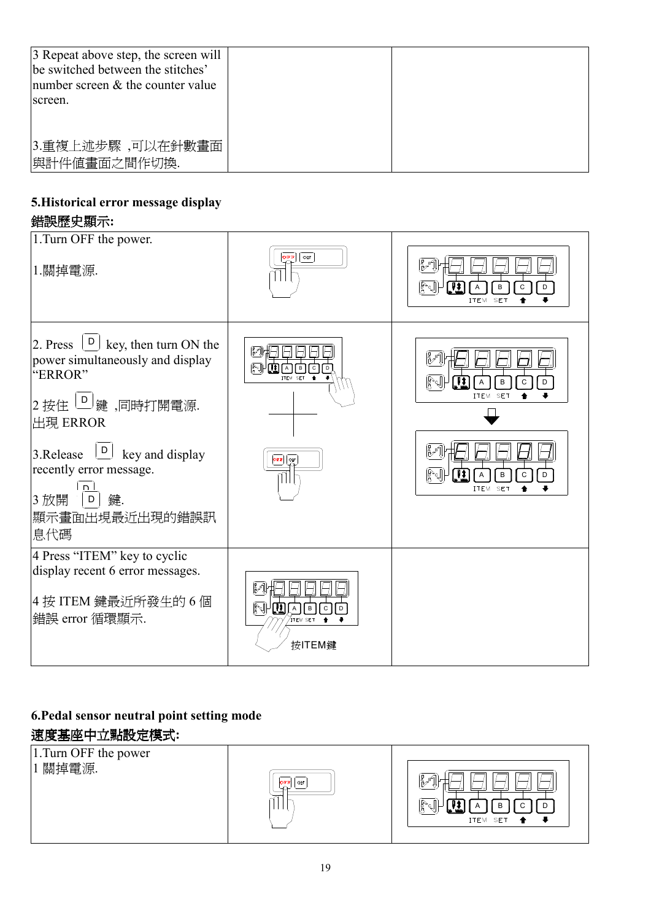| | | |
|---|---|---|
| 3 Repeat above step, the screen will be switched between the stitches' number screen & the counter value screen.<br><br>3.重複上述步驟 ,可以在針數畫面與計件值畫面之間作切換. | | |

## 5.Historical error message display

## 錯誤歷史顯示:

| | | |
|---|---|---|
| 1.Turn OFF the power.<br><br>1.關掉電源. | | |
| 2. Press D key, then turn ON the power simultaneously and display "ERROR"<br><br>2 按住 D 鍵 ,同時打開電源.<br>出現 ERROR<br><br>3.Release D key and display recently error message.<br><br>3 放開 D 鍵.<br>顯示畫面出現最近出現的錯誤訊息代碼 | | |
| 4 Press "ITEM" key to cyclic display recent 6 error messages.<br><br>4 按 ITEM 鍵最近所發生的 6 個錯誤 error 循環顯示. | 按ITEM鍵 | |

## 6.Pedal sensor neutral point setting mode

## 速度基座中立點設定模式:

| | | |
|---|---|---|
| 1.Turn OFF the power<br>1 關掉電源. | | |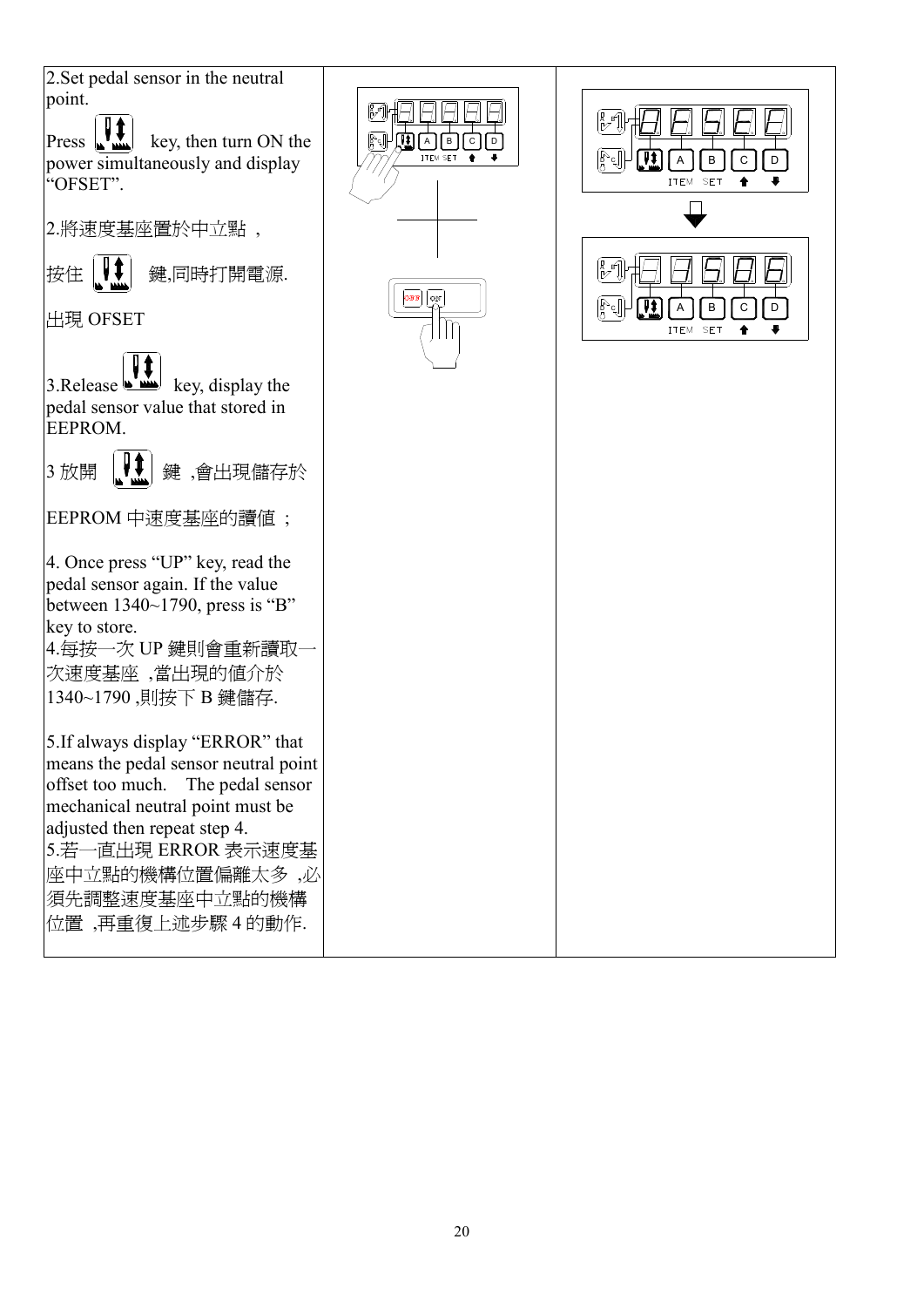2.Set pedal sensor in the neutral point.

Press key, then turn ON the power simultaneously and display "OFSET".

2.將速度基座置於中立點，

按住 鍵,同時打開電源.

出現 OFSET

3.Release key, display the pedal sensor value that stored in EEPROM.

3 放開 鍵 ,會出現儲存於

EEPROM 中速度基座的讀值；

4. Once press "UP" key, read the pedal sensor again. If the value between 1340~1790, press is "B" key to store.

4.每按一次 UP 鍵則會重新讀取一次速度基座 ,當出現的值介於 1340~1790 ,則按下 B 鍵儲存.

5.If always display "ERROR" that means the pedal sensor neutral point offset too much. The pedal sensor mechanical neutral point must be adjusted then repeat step 4.

5.若一直出現 ERROR 表示速度基座中立點的機構位置偏離太多 ,必須先調整速度基座中立點的機構位置 ,再重復上述步驟 4 的動作.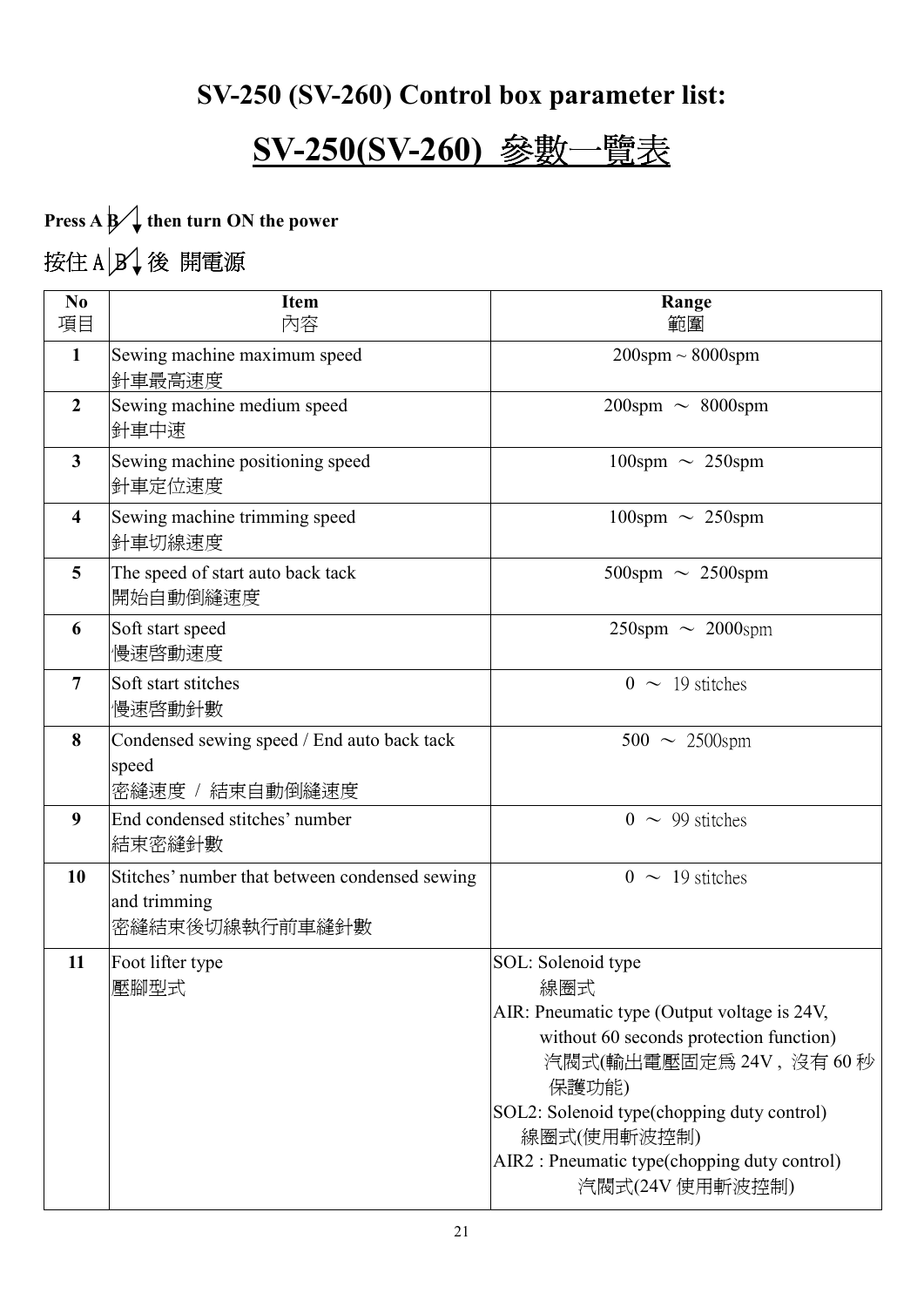## SV-250 (SV-260) Control box parameter list:

# SV-250(SV-260) 參數一覽表

**Press A B↙↓ then turn ON the power**

按住 A B↙↓ 後 開電源

| No<br>項目 | Item<br>內容 | Range<br>範圍 |
|---|---|---|
| **1** | Sewing machine maximum speed<br>針車最高速度 | 200spm ~ 8000spm |
| **2** | Sewing machine medium speed<br>針車中速 | 200spm ～ 8000spm |
| **3** | Sewing machine positioning speed<br>針車定位速度 | 100spm ～ 250spm |
| **4** | Sewing machine trimming speed<br>針車切線速度 | 100spm ～ 250spm |
| **5** | The speed of start auto back tack<br>開始自動倒縫速度 | 500spm ～ 2500spm |
| **6** | Soft start speed<br>慢速啓動速度 | 250spm ～ 2000spm |
| **7** | Soft start stitches<br>慢速啓動針數 | 0 ～ 19 stitches |
| **8** | Condensed sewing speed / End auto back tack speed<br>密縫速度 / 結束自動倒縫速度 | 500 ～ 2500spm |
| **9** | End condensed stitches' number<br>結束密縫針數 | 0 ～ 99 stitches |
| **10** | Stitches' number that between condensed sewing and trimming<br>密縫結束後切線執行前車縫針數 | 0 ～ 19 stitches |
| **11** | Foot lifter type<br>壓腳型式 | SOL: Solenoid type<br>線圈式<br>AIR: Pneumatic type (Output voltage is 24V, without 60 seconds protection function)<br>汽閥式(輸出電壓固定爲 24V，沒有 60 秒保護功能)<br>SOL2: Solenoid type(chopping duty control)<br>線圈式(使用斬波控制)<br>AIR2 : Pneumatic type(chopping duty control)<br>汽閥式(24V 使用斬波控制) |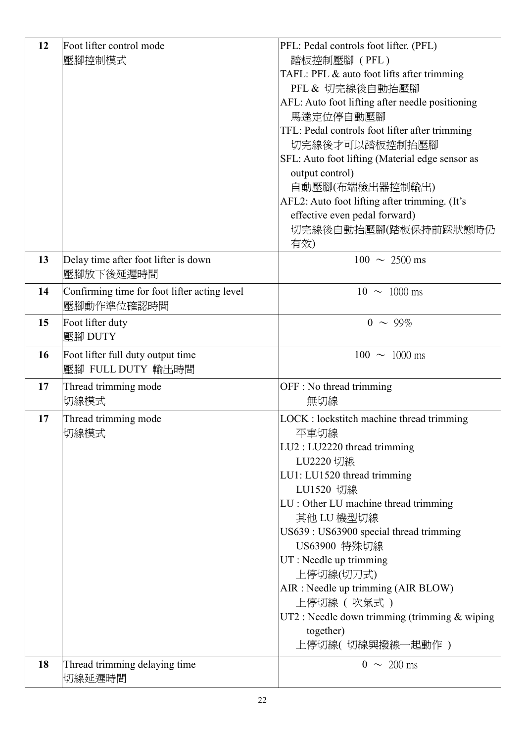| | | |
|---|---|---|
| 12 | Foot lifter control mode<br>壓腳控制模式 | PFL: Pedal controls foot lifter. (PFL)<br>踏板控制壓腳 （PFL）<br>TAFL: PFL & auto foot lifts after trimming<br>PFL & 切完線後自動抬壓腳<br>AFL: Auto foot lifting after needle positioning<br>馬達定位停自動壓腳<br>TFL: Pedal controls foot lifter after trimming<br>切完線後才可以踏板控制抬壓腳<br>SFL: Auto foot lifting (Material edge sensor as output control)<br>自動壓腳(布端檢出器控制輸出)<br>AFL2: Auto foot lifting after trimming. (It's effective even pedal forward)<br>切完線後自動抬壓腳(踏板保持前踩狀態時仍有效) |
| 13 | Delay time after foot lifter is down<br>壓腳放下後延遲時間 | 100 ～ 2500 ms |
| 14 | Confirming time for foot lifter acting level<br>壓腳動作準位確認時間 | 10 ～ 1000 ms |
| 15 | Foot lifter duty<br>壓腳 DUTY | 0 ～ 99% |
| 16 | Foot lifter full duty output time<br>壓腳 FULL DUTY 輸出時間 | 100 ～ 1000 ms |
| 17 | Thread trimming mode<br>切線模式 | OFF : No thread trimming<br>無切線 |
| 17 | Thread trimming mode<br>切線模式 | LOCK : lockstitch machine thread trimming<br>平車切線<br>LU2 : LU2220 thread trimming<br>LU2220 切線<br>LU1: LU1520 thread trimming<br>LU1520 切線<br>LU : Other LU machine thread trimming<br>其他 LU 機型切線<br>US639 : US63900 special thread trimming<br>US63900 特殊切線<br>UT : Needle up trimming<br>上停切線(切刀式)<br>AIR : Needle up trimming (AIR BLOW)<br>上停切線 （ 吹氣式 ）<br>UT2 : Needle down trimming (trimming & wiping together)<br>上停切線( 切線與撥線一起動作 ) |
| 18 | Thread trimming delaying time<br>切線延遲時間 | 0 ～ 200 ms |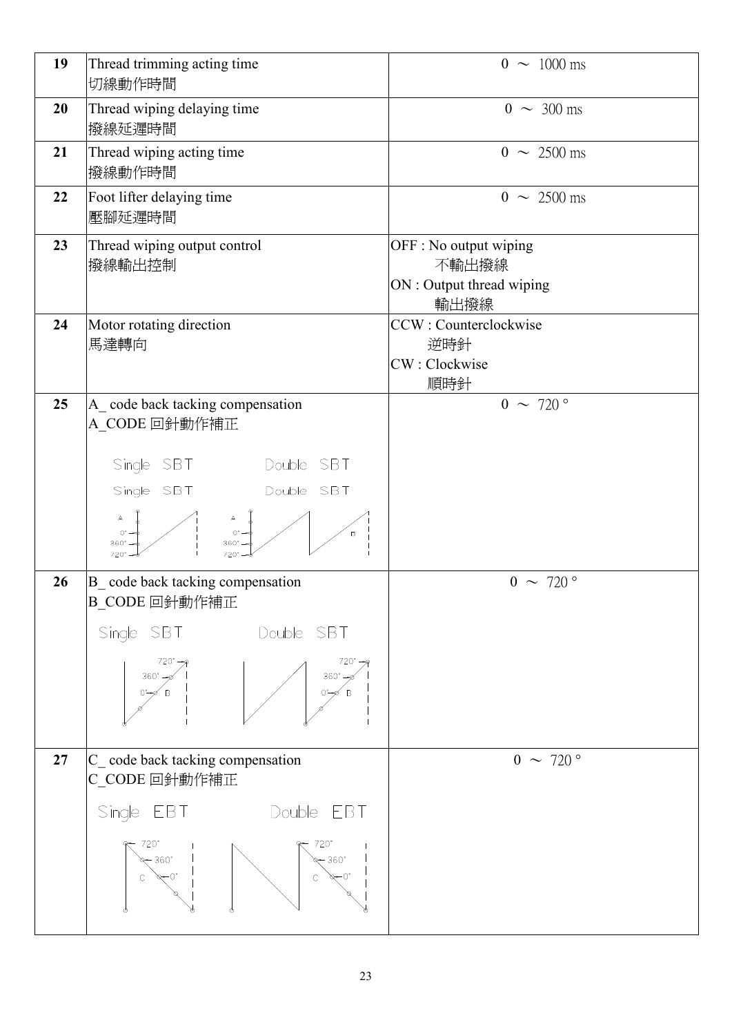| No. | Parameter | Range / Setting |
|---|---|---|
| **19** | Thread trimming acting time<br>切線動作時間 | 0 ～ 1000 ms |
| **20** | Thread wiping delaying time<br>撥線延遲時間 | 0 ～ 300 ms |
| **21** | Thread wiping acting time<br>撥線動作時間 | 0 ～ 2500 ms |
| **22** | Foot lifter delaying time<br>壓腳延遲時間 | 0 ～ 2500 ms |
| **23** | Thread wiping output control<br>撥線輸出控制 | OFF : No output wiping<br>不輸出撥線<br>ON : Output thread wiping<br>輸出撥線 |
| **24** | Motor rotating direction<br>馬達轉向 | CCW : Counterclockwise<br>逆時針<br>CW : Clockwise<br>順時針 |
| **25** | A_ code back tacking compensation<br>A_CODE 回針動作補正<br>Single SBT / Double SBT<br>Single SBT / Double SBT<br>A 0° 360° 720° / A 0° 360° 720° B | 0 ～ 720° |
| **26** | B_ code back tacking compensation<br>B_CODE 回針動作補正<br>Single SBT / Double SBT<br>720° 360° 0° B / 720° 360° 0° B | 0 ～ 720° |
| **27** | C_ code back tacking compensation<br>C_CODE 回針動作補正<br>Single EBT / Double EBT<br>720° 360° C 0° / 720° 360° C 0° | 0 ～ 720° |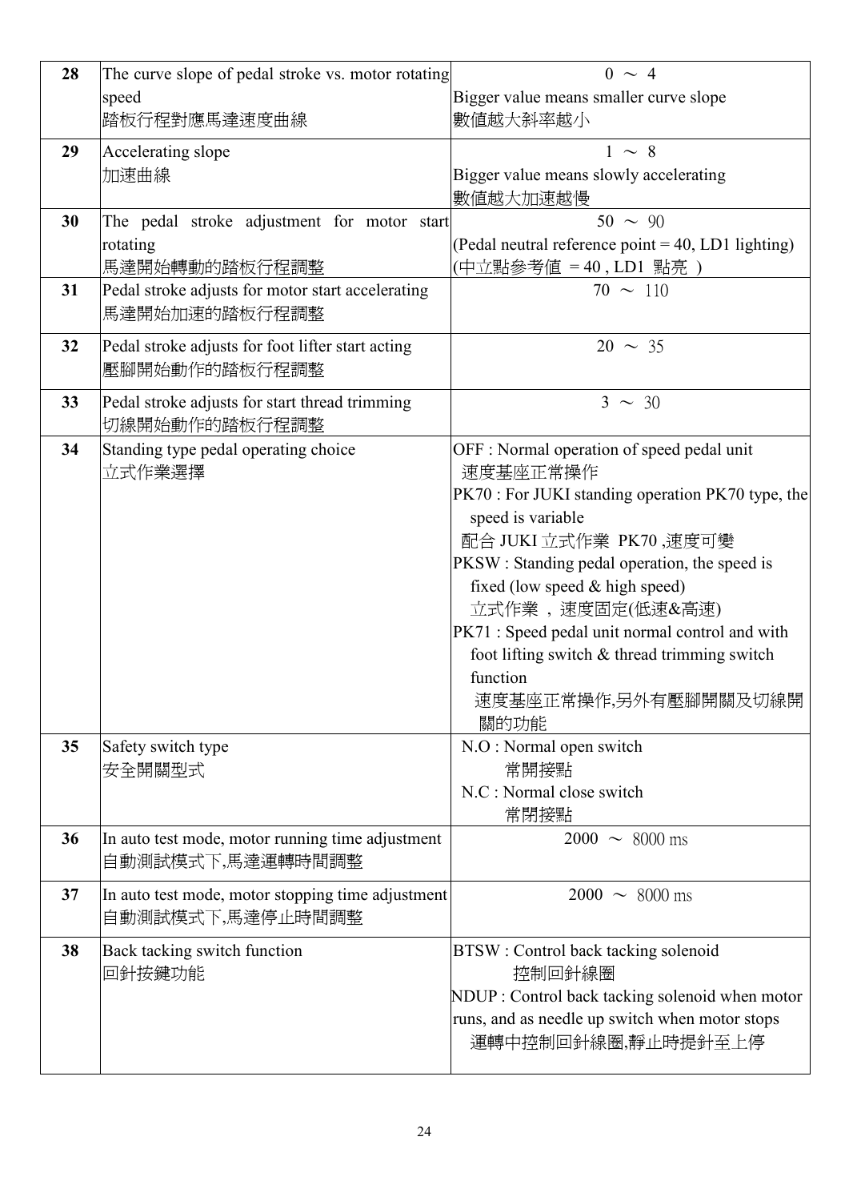| 28 | The curve slope of pedal stroke vs. motor rotating speed<br>踏板行程對應馬達速度曲線 | 0 ～ 4<br>Bigger value means smaller curve slope<br>數值越大斜率越小 |
|---|---|---|
| 29 | Accelerating slope<br>加速曲線 | 1 ～ 8<br>Bigger value means slowly accelerating<br>數值越大加速越慢 |
| 30 | The pedal stroke adjustment for motor start rotating<br>馬達開始轉動的踏板行程調整 | 50 ～ 90<br>(Pedal neutral reference point = 40, LD1 lighting)<br>(中立點參考值 = 40 , LD1 點亮 ) |
| 31 | Pedal stroke adjusts for motor start accelerating<br>馬達開始加速的踏板行程調整 | 70 ～ 110 |
| 32 | Pedal stroke adjusts for foot lifter start acting<br>壓腳開始動作的踏板行程調整 | 20 ～ 35 |
| 33 | Pedal stroke adjusts for start thread trimming<br>切線開始動作的踏板行程調整 | 3 ～ 30 |
| 34 | Standing type pedal operating choice<br>立式作業選擇 | OFF : Normal operation of speed pedal unit<br>速度基座正常操作<br>PK70 : For JUKI standing operation PK70 type, the speed is variable<br>配合 JUKI 立式作業 PK70 ,速度可變<br>PKSW : Standing pedal operation, the speed is fixed (low speed & high speed)<br>立式作業 , 速度固定(低速&高速)<br>PK71 : Speed pedal unit normal control and with foot lifting switch & thread trimming switch function<br>速度基座正常操作,另外有壓腳開關及切線開關的功能 |
| 35 | Safety switch type<br>安全開關型式 | N.O : Normal open switch<br>常開接點<br>N.C : Normal close switch<br>常閉接點 |
| 36 | In auto test mode, motor running time adjustment<br>自動測試模式下,馬達運轉時間調整 | 2000 ～ 8000 ms |
| 37 | In auto test mode, motor stopping time adjustment<br>自動測試模式下,馬達停止時間調整 | 2000 ～ 8000 ms |
| 38 | Back tacking switch function<br>回針按鍵功能 | BTSW : Control back tacking solenoid<br>控制回針線圈<br>NDUP : Control back tacking solenoid when motor runs, and as needle up switch when motor stops<br>運轉中控制回針線圈,靜止時提針至上停 |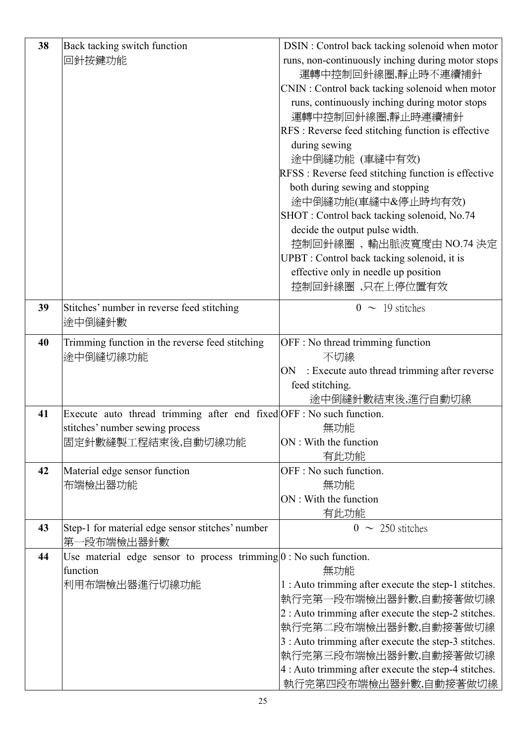| | | |
|---|---|---|
| 38 | Back tacking switch function<br>回針按鍵功能 | DSIN : Control back tacking solenoid when motor runs, non-continuously inching during motor stops<br>運轉中控制回針線圈,靜止時不連續補針<br>CNIN : Control back tacking solenoid when motor runs, continuously inching during motor stops<br>運轉中控制回針線圈,靜止時連續補針<br>RFS : Reverse feed stitching function is effective during sewing<br>途中倒縫功能 (車縫中有效)<br>RFSS : Reverse feed stitching function is effective both during sewing and stopping<br>途中倒縫功能(車縫中&停止時均有效)<br>SHOT : Control back tacking solenoid, No.74 decide the output pulse width.<br>控制回針線圈 ，輸出脈波寬度由 NO.74 決定<br>UPBT : Control back tacking solenoid, it is effective only in needle up position<br>控制回針線圈 ,只在上停位置有效 |
| 39 | Stitches' number in reverse feed stitching<br>途中倒縫針數 | 0 ～ 19 stitches |
| 40 | Trimming function in the reverse feed stitching<br>途中倒縫切線功能 | OFF : No thread trimming function<br>不切線<br>ON : Execute auto thread trimming after reverse feed stitching.<br>途中倒縫針數結束後,進行自動切線 |
| 41 | Execute auto thread trimming after end fixed stitches' number sewing process<br>固定針數縫製工程結束後,自動切線功能 | OFF : No such function.<br>無功能<br>ON : With the function<br>有此功能 |
| 42 | Material edge sensor function<br>布端檢出器功能 | OFF : No such function.<br>無功能<br>ON : With the function<br>有此功能 |
| 43 | Step-1 for material edge sensor stitches' number<br>第一段布端檢出器針數 | 0 ～ 250 stitches |
| 44 | Use material edge sensor to process trimming function<br>利用布端檢出器進行切線功能 | 0 : No such function.<br>無功能<br>1 : Auto trimming after execute the step-1 stitches.<br>執行完第一段布端檢出器針數,自動接著做切線<br>2 : Auto trimming after execute the step-2 stitches.<br>執行完第二段布端檢出器針數,自動接著做切線<br>3 : Auto trimming after execute the step-3 stitches.<br>執行完第三段布端檢出器針數,自動接著做切線<br>4 : Auto trimming after execute the step-4 stitches.<br>執行完第四段布端檢出器針數,自動接著做切線 |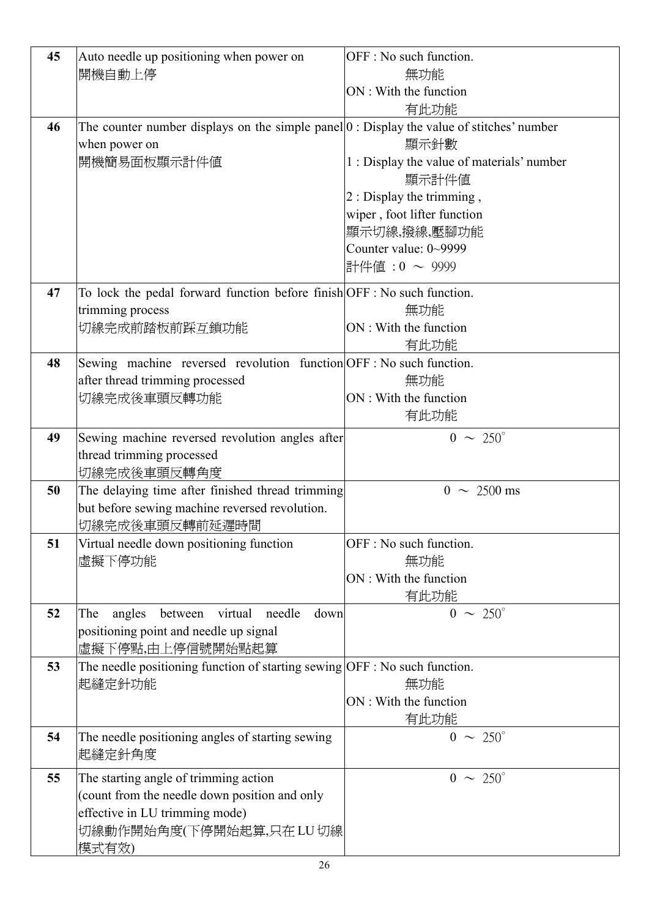| | | |
|---|---|---|
| **45** | Auto needle up positioning when power on<br>開機自動上停 | OFF : No such function.<br>無功能<br>ON : With the function<br>有此功能 |
| **46** | The counter number displays on the simple panel when power on<br>開機簡易面板顯示計件值 | 0 : Display the value of stitches' number<br>顯示針數<br>1 : Display the value of materials' number<br>顯示計件值<br>2 : Display the trimming , wiper , foot lifter function<br>顯示切線,撥線,壓腳功能<br>Counter value: 0~9999<br>計件值 : 0 ～ 9999 |
| **47** | To lock the pedal forward function before finish trimming process<br>切線完成前踏板前踩互鎖功能 | OFF : No such function.<br>無功能<br>ON : With the function<br>有此功能 |
| **48** | Sewing machine reversed revolution function after thread trimming processed<br>切線完成後車頭反轉功能 | OFF : No such function.<br>無功能<br>ON : With the function<br>有此功能 |
| **49** | Sewing machine reversed revolution angles after thread trimming processed<br>切線完成後車頭反轉角度 | 0 ～ 250° |
| **50** | The delaying time after finished thread trimming but before sewing machine reversed revolution.<br>切線完成後車頭反轉前延遲時間 | 0 ～ 2500 ms |
| **51** | Virtual needle down positioning function<br>虛擬下停功能 | OFF : No such function.<br>無功能<br>ON : With the function<br>有此功能 |
| **52** | The angles between virtual needle down positioning point and needle up signal<br>虛擬下停點,由上停信號開始點起算 | 0 ～ 250° |
| **53** | The needle positioning function of starting sewing<br>起縫定針功能 | OFF : No such function.<br>無功能<br>ON : With the function<br>有此功能 |
| **54** | The needle positioning angles of starting sewing<br>起縫定針角度 | 0 ～ 250° |
| **55** | The starting angle of trimming action (count from the needle down position and only effective in LU trimming mode)<br>切線動作開始角度(下停開始起算,只在 LU 切線模式有效) | 0 ～ 250° |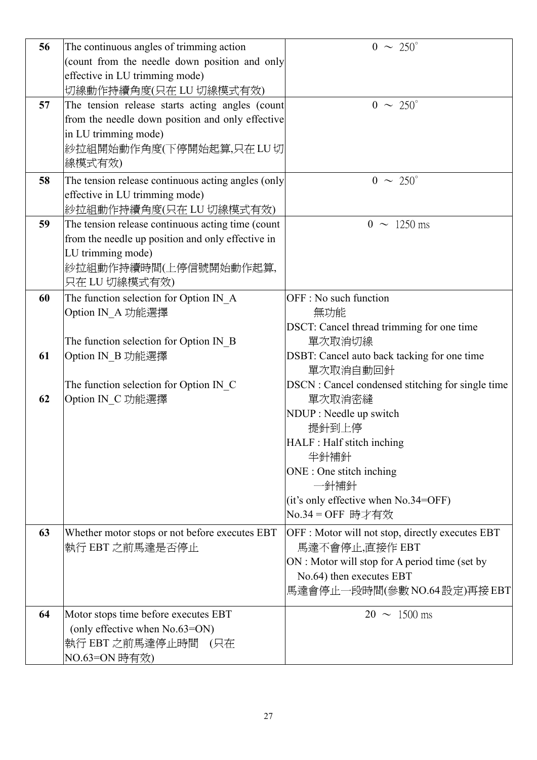| | | |
|---|---|---|
| **56** | The continuous angles of trimming action (count from the needle down position and only effective in LU trimming mode)<br>切線動作持續角度(只在 LU 切線模式有效) | 0 ～ 250° |
| **57** | The tension release starts acting angles (count from the needle down position and only effective in LU trimming mode)<br>紗拉組開始動作角度(下停開始起算,只在 LU 切線模式有效) | 0 ～ 250° |
| **58** | The tension release continuous acting angles (only effective in LU trimming mode)<br>紗拉組動作持續角度(只在 LU 切線模式有效) | 0 ～ 250° |
| **59** | The tension release continuous acting time (count from the needle up position and only effective in LU trimming mode)<br>紗拉組動作持續時間(上停信號開始動作起算,只在 LU 切線模式有效) | 0 ～ 1250 ms |
| **60**<br><br>**61**<br><br>**62** | The function selection for Option IN_A<br>Option IN_A 功能選擇<br><br>The function selection for Option IN_B<br>Option IN_B 功能選擇<br><br>The function selection for Option IN_C<br>Option IN_C 功能選擇 | OFF : No such function<br>無功能<br>DSCT: Cancel thread trimming for one time<br>單次取消切線<br>DSBT: Cancel auto back tacking for one time<br>單次取消自動回針<br>DSCN : Cancel condensed stitching for single time<br>單次取消密縫<br>NDUP : Needle up switch<br>提針到上停<br>HALF : Half stitch inching<br>半針補針<br>ONE : One stitch inching<br>一針補針<br>(it's only effective when No.34=OFF)<br>No.34 = OFF 時才有效 |
| **63** | Whether motor stops or not before executes EBT<br>執行 EBT 之前馬達是否停止 | OFF : Motor will not stop, directly executes EBT<br>馬達不會停止,直接作 EBT<br>ON : Motor will stop for A period time (set by No.64) then executes EBT<br>馬達會停止一段時間(參數 NO.64 設定)再接 EBT |
| **64** | Motor stops time before executes EBT (only effective when No.63=ON)<br>執行 EBT 之前馬達停止時間 (只在 NO.63=ON 時有效) | 20 ～ 1500 ms |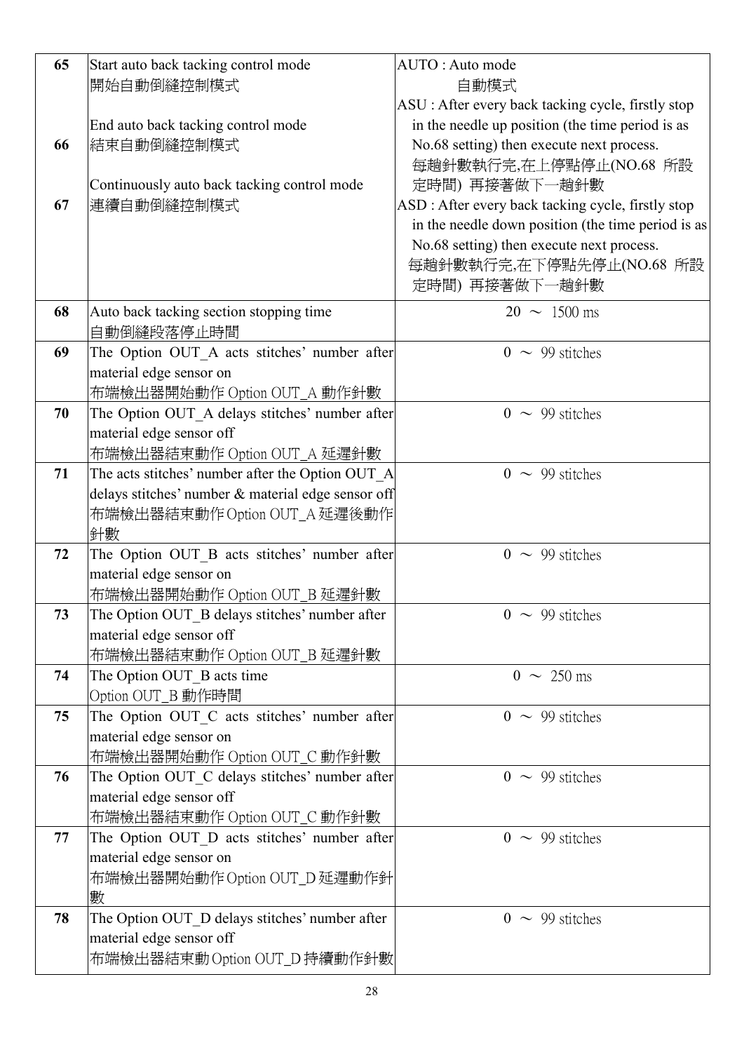| | | |
|---|---|---|
| 65<br><br><br>66<br><br><br>67 | Start auto back tacking control mode<br>開始自動倒縫控制模式<br><br>End auto back tacking control mode<br>結束自動倒縫控制模式<br><br>Continuously auto back tacking control mode<br>連續自動倒縫控制模式 | AUTO : Auto mode<br>自動模式<br>ASU : After every back tacking cycle, firstly stop in the needle up position (the time period is as No.68 setting) then execute next process.<br>每趟針數執行完,在上停點停止(NO.68 所設定時間) 再接著做下一趟針數<br>ASD : After every back tacking cycle, firstly stop in the needle down position (the time period is as No.68 setting) then execute next process.<br>每趟針數執行完,在下停點先停止(NO.68 所設定時間) 再接著做下一趟針數 |
| 68 | Auto back tacking section stopping time<br>自動倒縫段落停止時間 | 20 ～ 1500 ms |
| 69 | The Option OUT_A acts stitches' number after material edge sensor on<br>布端檢出器開始動作 Option OUT_A 動作針數 | 0 ～ 99 stitches |
| 70 | The Option OUT_A delays stitches' number after material edge sensor off<br>布端檢出器結束動作 Option OUT_A 延遲針數 | 0 ～ 99 stitches |
| 71 | The acts stitches' number after the Option OUT_A delays stitches' number & material edge sensor off<br>布端檢出器結束動作 Option OUT_A 延遲後動作針數 | 0 ～ 99 stitches |
| 72 | The Option OUT_B acts stitches' number after material edge sensor on<br>布端檢出器開始動作 Option OUT_B 延遲針數 | 0 ～ 99 stitches |
| 73 | The Option OUT_B delays stitches' number after material edge sensor off<br>布端檢出器結束動作 Option OUT_B 延遲針數 | 0 ～ 99 stitches |
| 74 | The Option OUT_B acts time<br>Option OUT_B 動作時間 | 0 ～ 250 ms |
| 75 | The Option OUT_C acts stitches' number after material edge sensor on<br>布端檢出器開始動作 Option OUT_C 動作針數 | 0 ～ 99 stitches |
| 76 | The Option OUT_C delays stitches' number after material edge sensor off<br>布端檢出器結束動作 Option OUT_C 動作針數 | 0 ～ 99 stitches |
| 77 | The Option OUT_D acts stitches' number after material edge sensor on<br>布端檢出器開始動作 Option OUT_D 延遲動作針數 | 0 ～ 99 stitches |
| 78 | The Option OUT_D delays stitches' number after material edge sensor off<br>布端檢出器結束動 Option OUT_D 持續動作針數 | 0 ～ 99 stitches |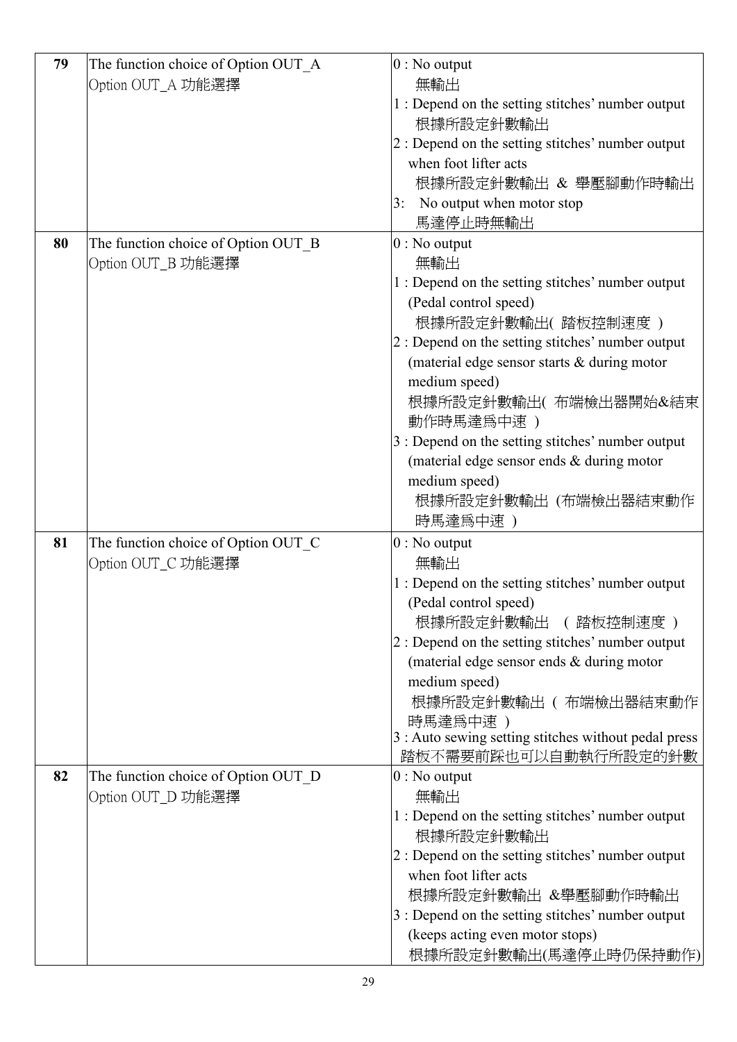| | | |
|---|---|---|
| **79** | The function choice of Option OUT_A<br>Option OUT_A 功能選擇 | 0 : No output<br>無輸出<br>1 : Depend on the setting stitches' number output<br>根據所設定針數輸出<br>2 : Depend on the setting stitches' number output when foot lifter acts<br>根據所設定針數輸出 & 舉壓腳動作時輸出<br>3: No output when motor stop<br>馬達停止時無輸出 |
| **80** | The function choice of Option OUT_B<br>Option OUT_B 功能選擇 | 0 : No output<br>無輸出<br>1 : Depend on the setting stitches' number output (Pedal control speed)<br>根據所設定針數輸出( 踏板控制速度 )<br>2 : Depend on the setting stitches' number output (material edge sensor starts & during motor medium speed)<br>根據所設定針數輸出( 布端檢出器開始&結束動作時馬達為中速 )<br>3 : Depend on the setting stitches' number output (material edge sensor ends & during motor medium speed)<br>根據所設定針數輸出 (布端檢出器結束動作時馬達為中速 ) |
| **81** | The function choice of Option OUT_C<br>Option OUT_C 功能選擇 | 0 : No output<br>無輸出<br>1 : Depend on the setting stitches' number output (Pedal control speed)<br>根據所設定針數輸出 ( 踏板控制速度 )<br>2 : Depend on the setting stitches' number output (material edge sensor ends & during motor medium speed)<br>根據所設定針數輸出 ( 布端檢出器結束動作時馬達為中速 )<br>3 : Auto sewing setting stitches without pedal press<br>踏板不需要前踩也可以自動執行所設定的針數 |
| **82** | The function choice of Option OUT_D<br>Option OUT_D 功能選擇 | 0 : No output<br>無輸出<br>1 : Depend on the setting stitches' number output<br>根據所設定針數輸出<br>2 : Depend on the setting stitches' number output when foot lifter acts<br>根據所設定針數輸出 &舉壓腳動作時輸出<br>3 : Depend on the setting stitches' number output (keeps acting even motor stops)<br>根據所設定針數輸出(馬達停止時仍保持動作) |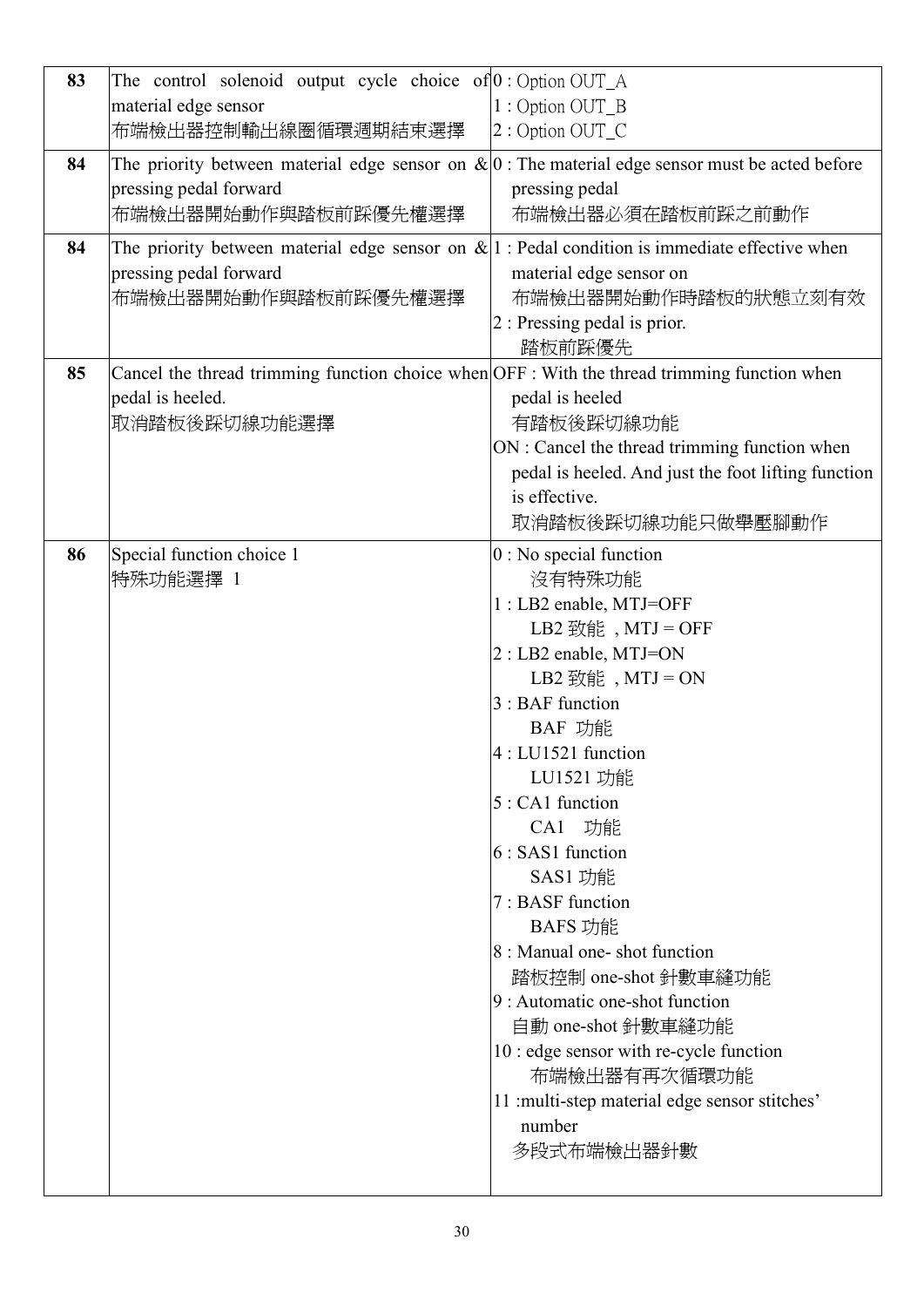| 83 | The control solenoid output cycle choice of material edge sensor<br>布端檢出器控制輸出線圈循環週期結束選擇 | 0 : Option OUT_A<br>1 : Option OUT_B<br>2 : Option OUT_C |
|---|---|---|
| 84 | The priority between material edge sensor on & pressing pedal forward<br>布端檢出器開始動作與踏板前踩優先權選擇 | 0 : The material edge sensor must be acted before pressing pedal<br>布端檢出器必須在踏板前踩之前動作 |
| 84 | The priority between material edge sensor on & pressing pedal forward<br>布端檢出器開始動作與踏板前踩優先權選擇 | 1 : Pedal condition is immediate effective when material edge sensor on<br>布端檢出器開始動作時踏板的狀態立刻有效<br>2 : Pressing pedal is prior.<br>踏板前踩優先 |
| 85 | Cancel the thread trimming function choice when pedal is heeled.<br>取消踏板後踩切線功能選擇 | OFF : With the thread trimming function when pedal is heeled<br>有踏板後踩切線功能<br>ON : Cancel the thread trimming function when pedal is heeled. And just the foot lifting function is effective.<br>取消踏板後踩切線功能只做舉壓腳動作 |
| 86 | Special function choice 1<br>特殊功能選擇 1 | 0 : No special function<br>沒有特殊功能<br>1 : LB2 enable, MTJ=OFF<br>LB2 致能 , MTJ = OFF<br>2 : LB2 enable, MTJ=ON<br>LB2 致能 , MTJ = ON<br>3 : BAF function<br>BAF 功能<br>4 : LU1521 function<br>LU1521 功能<br>5 : CA1 function<br>CA1 功能<br>6 : SAS1 function<br>SAS1 功能<br>7 : BASF function<br>BAFS 功能<br>8 : Manual one- shot function<br>踏板控制 one-shot 針數車縫功能<br>9 : Automatic one-shot function<br>自動 one-shot 針數車縫功能<br>10 : edge sensor with re-cycle function<br>布端檢出器有再次循環功能<br>11 :multi-step material edge sensor stitches' number<br>多段式布端檢出器針數 |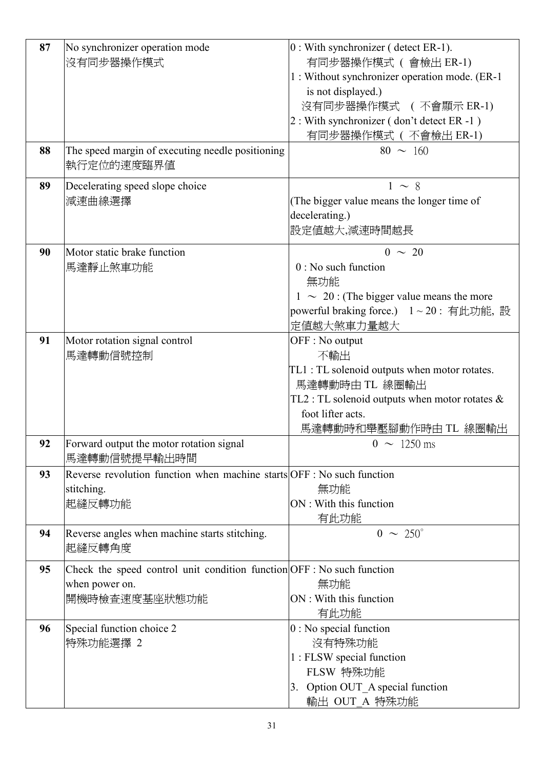| | | |
|---|---|---|
| **87** | No synchronizer operation mode<br>沒有同步器操作模式 | 0 : With synchronizer ( detect ER-1).<br>有同步器操作模式 ( 會檢出 ER-1)<br>1 : Without synchronizer operation mode. (ER-1 is not displayed.)<br>沒有同步器操作模式 ( 不會顯示 ER-1)<br>2 : With synchronizer ( don't detect ER -1 )<br>有同步器操作模式 ( 不會檢出 ER-1) |
| **88** | The speed margin of executing needle positioning<br>執行定位的速度臨界值 | 80 ～ 160 |
| **89** | Decelerating speed slope choice<br>減速曲線選擇 | 1 ～ 8<br>(The bigger value means the longer time of decelerating.)<br>設定值越大,減速時間越長 |
| **90** | Motor static brake function<br>馬達靜止煞車功能 | 0 ～ 20<br>0 : No such function<br>無功能<br>1 ～ 20 : (The bigger value means the more powerful braking force.) 1 ~ 20 : 有此功能, 設定值越大煞車力量越大 |
| **91** | Motor rotation signal control<br>馬達轉動信號控制 | OFF : No output<br>不輸出<br>TL1 : TL solenoid outputs when motor rotates.<br>馬達轉動時由 TL 線圈輸出<br>TL2 : TL solenoid outputs when motor rotates & foot lifter acts.<br>馬達轉動時和舉壓腳動作時由 TL 線圈輸出 |
| **92** | Forward output the motor rotation signal<br>馬達轉動信號提早輸出時間 | 0 ～ 1250 ms |
| **93** | Reverse revolution function when machine starts stitching.<br>起縫反轉功能 | OFF : No such function<br>無功能<br>ON : With this function<br>有此功能 |
| **94** | Reverse angles when machine starts stitching.<br>起縫反轉角度 | 0 ～ 250° |
| **95** | Check the speed control unit condition function when power on.<br>開機時檢查速度基座狀態功能 | OFF : No such function<br>無功能<br>ON : With this function<br>有此功能 |
| **96** | Special function choice 2<br>特殊功能選擇 2 | 0 : No special function<br>沒有特殊功能<br>1 : FLSW special function<br>FLSW 特殊功能<br>3. Option OUT_A special function<br>輸出 OUT_A 特殊功能 |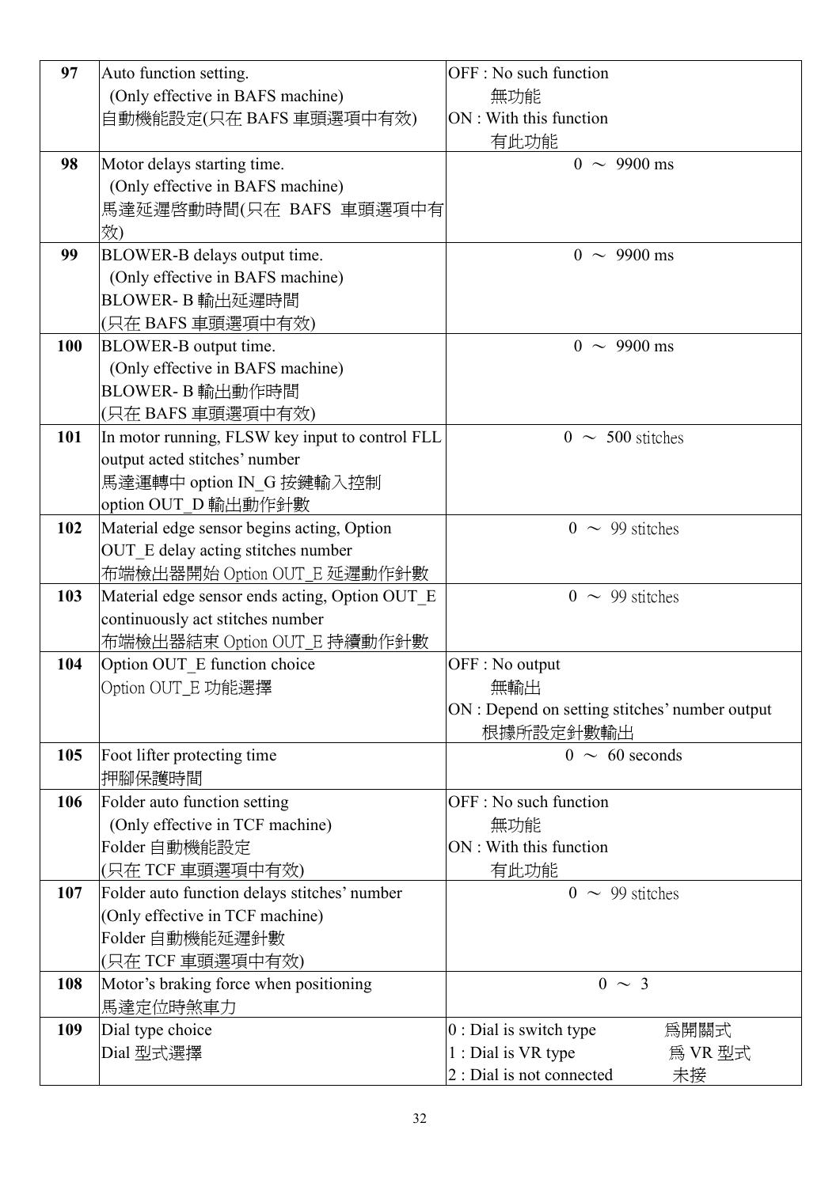| | | |
|---|---|---|
| **97** | Auto function setting.<br>(Only effective in BAFS machine)<br>自動機能設定(只在 BAFS 車頭選項中有效) | OFF : No such function<br>無功能<br>ON : With this function<br>有此功能 |
| **98** | Motor delays starting time.<br>(Only effective in BAFS machine)<br>馬達延遲啓動時間(只在 BAFS 車頭選項中有效) | 0 ～ 9900 ms |
| **99** | BLOWER-B delays output time.<br>(Only effective in BAFS machine)<br>BLOWER- B 輸出延遲時間<br>(只在 BAFS 車頭選項中有效) | 0 ～ 9900 ms |
| **100** | BLOWER-B output time.<br>(Only effective in BAFS machine)<br>BLOWER- B 輸出動作時間<br>(只在 BAFS 車頭選項中有效) | 0 ～ 9900 ms |
| **101** | In motor running, FLSW key input to control FLL output acted stitches' number<br>馬達運轉中 option IN_G 按鍵輸入控制 option OUT_D 輸出動作針數 | 0 ～ 500 stitches |
| **102** | Material edge sensor begins acting, Option OUT_E delay acting stitches number<br>布端檢出器開始 Option OUT_E 延遲動作針數 | 0 ～ 99 stitches |
| **103** | Material edge sensor ends acting, Option OUT_E continuously act stitches number<br>布端檢出器結束 Option OUT_E 持續動作針數 | 0 ～ 99 stitches |
| **104** | Option OUT_E function choice<br>Option OUT_E 功能選擇 | OFF : No output<br>無輸出<br>ON : Depend on setting stitches' number output<br>根據所設定針數輸出 |
| **105** | Foot lifter protecting time<br>押腳保護時間 | 0 ～ 60 seconds |
| **106** | Folder auto function setting<br>(Only effective in TCF machine)<br>Folder 自動機能設定<br>(只在 TCF 車頭選項中有效) | OFF : No such function<br>無功能<br>ON : With this function<br>有此功能 |
| **107** | Folder auto function delays stitches' number<br>(Only effective in TCF machine)<br>Folder 自動機能延遲針數<br>(只在 TCF 車頭選項中有效) | 0 ～ 99 stitches |
| **108** | Motor's braking force when positioning<br>馬達定位時煞車力 | 0 ～ 3 |
| **109** | Dial type choice<br>Dial 型式選擇 | 0 : Dial is switch type 爲開關式<br>1 : Dial is VR type 爲 VR 型式<br>2 : Dial is not connected 未接 |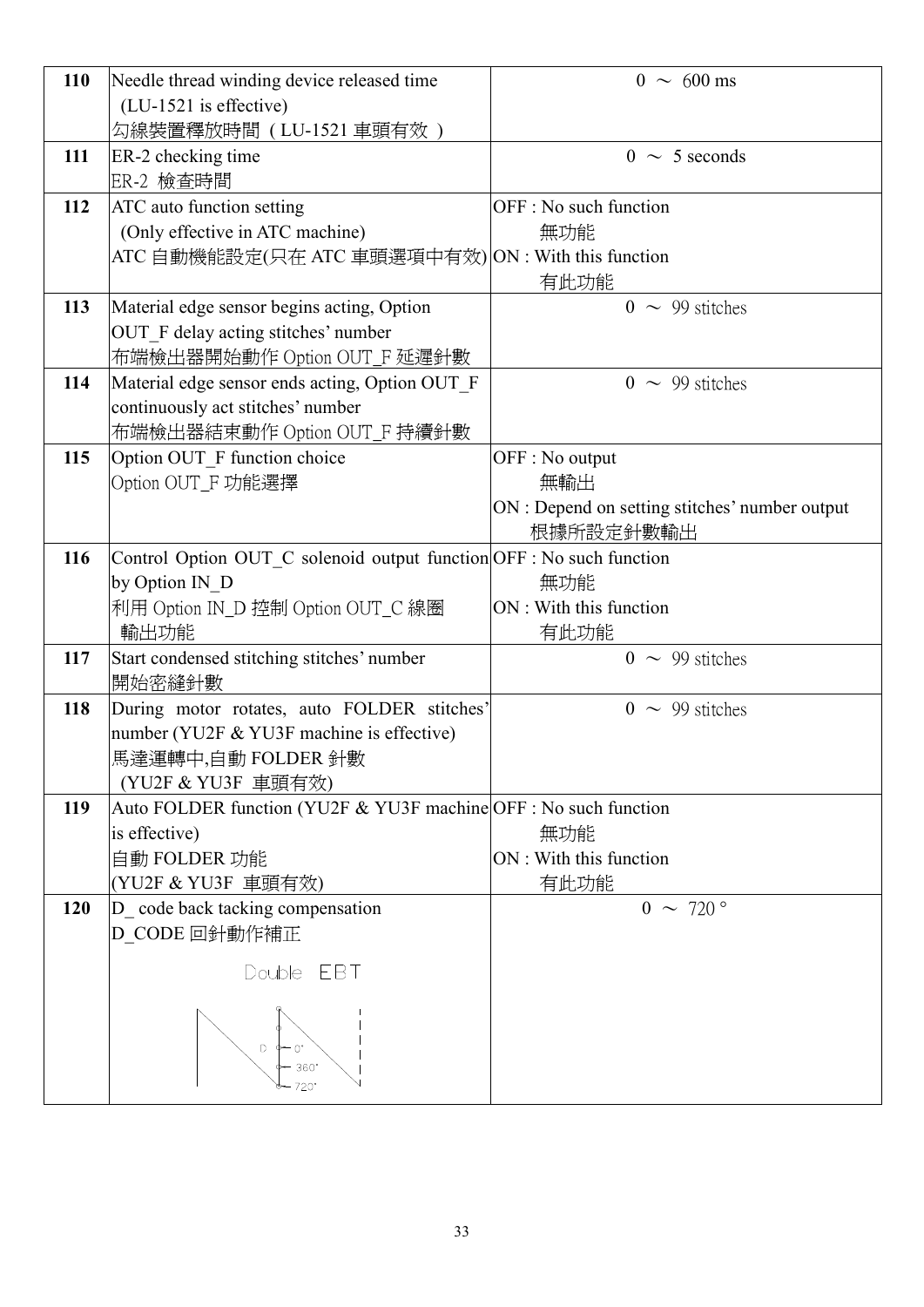| | | |
|---|---|---|
| **110** | Needle thread winding device released time (LU-1521 is effective)<br>勾線裝置釋放時間（LU-1521 車頭有效） | 0 ～ 600 ms |
| **111** | ER-2 checking time<br>ER-2 檢查時間 | 0 ～ 5 seconds |
| **112** | ATC auto function setting (Only effective in ATC machine)<br>ATC 自動機能設定(只在 ATC 車頭選項中有效) | OFF : No such function<br>無功能<br>ON : With this function<br>有此功能 |
| **113** | Material edge sensor begins acting, Option OUT_F delay acting stitches' number<br>布端檢出器開始動作 Option OUT_F 延遲針數 | 0 ～ 99 stitches |
| **114** | Material edge sensor ends acting, Option OUT_F continuously act stitches' number<br>布端檢出器結束動作 Option OUT_F 持續針數 | 0 ～ 99 stitches |
| **115** | Option OUT_F function choice<br>Option OUT_F 功能選擇 | OFF : No output<br>無輸出<br>ON : Depend on setting stitches' number output<br>根據所設定針數輸出 |
| **116** | Control Option OUT_C solenoid output function by Option IN_D<br>利用 Option IN_D 控制 Option OUT_C 線圈輸出功能 | OFF : No such function<br>無功能<br>ON : With this function<br>有此功能 |
| **117** | Start condensed stitching stitches' number<br>開始密縫針數 | 0 ～ 99 stitches |
| **118** | During motor rotates, auto FOLDER stitches' number (YU2F & YU3F machine is effective)<br>馬達運轉中,自動 FOLDER 針數<br>(YU2F & YU3F 車頭有效) | 0 ～ 99 stitches |
| **119** | Auto FOLDER function (YU2F & YU3F machine is effective)<br>自動 FOLDER 功能<br>(YU2F & YU3F 車頭有效) | OFF : No such function<br>無功能<br>ON : With this function<br>有此功能 |
| **120** | D_ code back tacking compensation<br>D_CODE 回針動作補正<br>Double EBT<br>D 0° 360° 720° | 0 ～ 720° |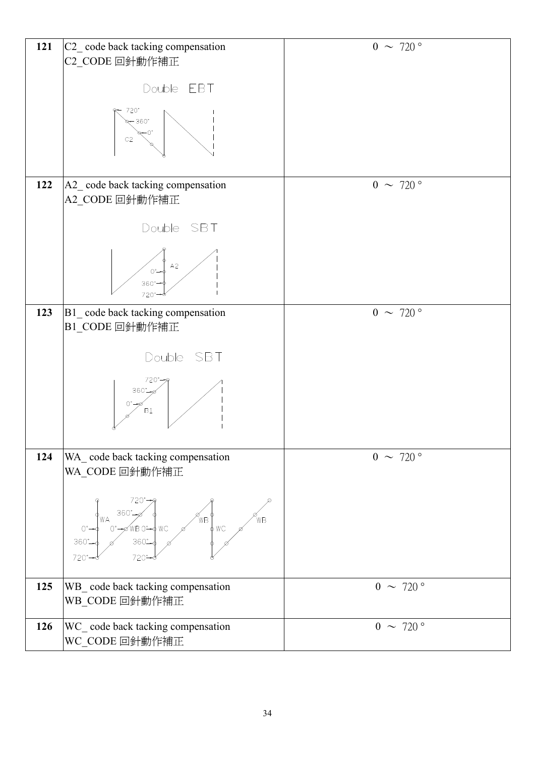| | | |
|---|---|---|
| **121** | C2_ code back tacking compensation<br>C2_CODE 回針動作補正<br><br>Double EBT<br>720° 360° 0° C2 | 0 ～ 720° |
| **122** | A2_ code back tacking compensation<br>A2_CODE 回針動作補正<br><br>Double SBT<br>A2 0° 360° 720° | 0 ～ 720° |
| **123** | B1_ code back tacking compensation<br>B1_CODE 回針動作補正<br><br>Double SBT<br>720° 360° 0° B1 | 0 ～ 720° |
| **124** | WA_ code back tacking compensation<br>WA_CODE 回針動作補正<br><br>720° 360° WA 0° 0° WB 0° WC WB WC WB 360° 360° 720° 720° | 0 ～ 720° |
| **125** | WB_ code back tacking compensation<br>WB_CODE 回針動作補正 | 0 ～ 720° |
| **126** | WC_ code back tacking compensation<br>WC_CODE 回針動作補正 | 0 ～ 720° |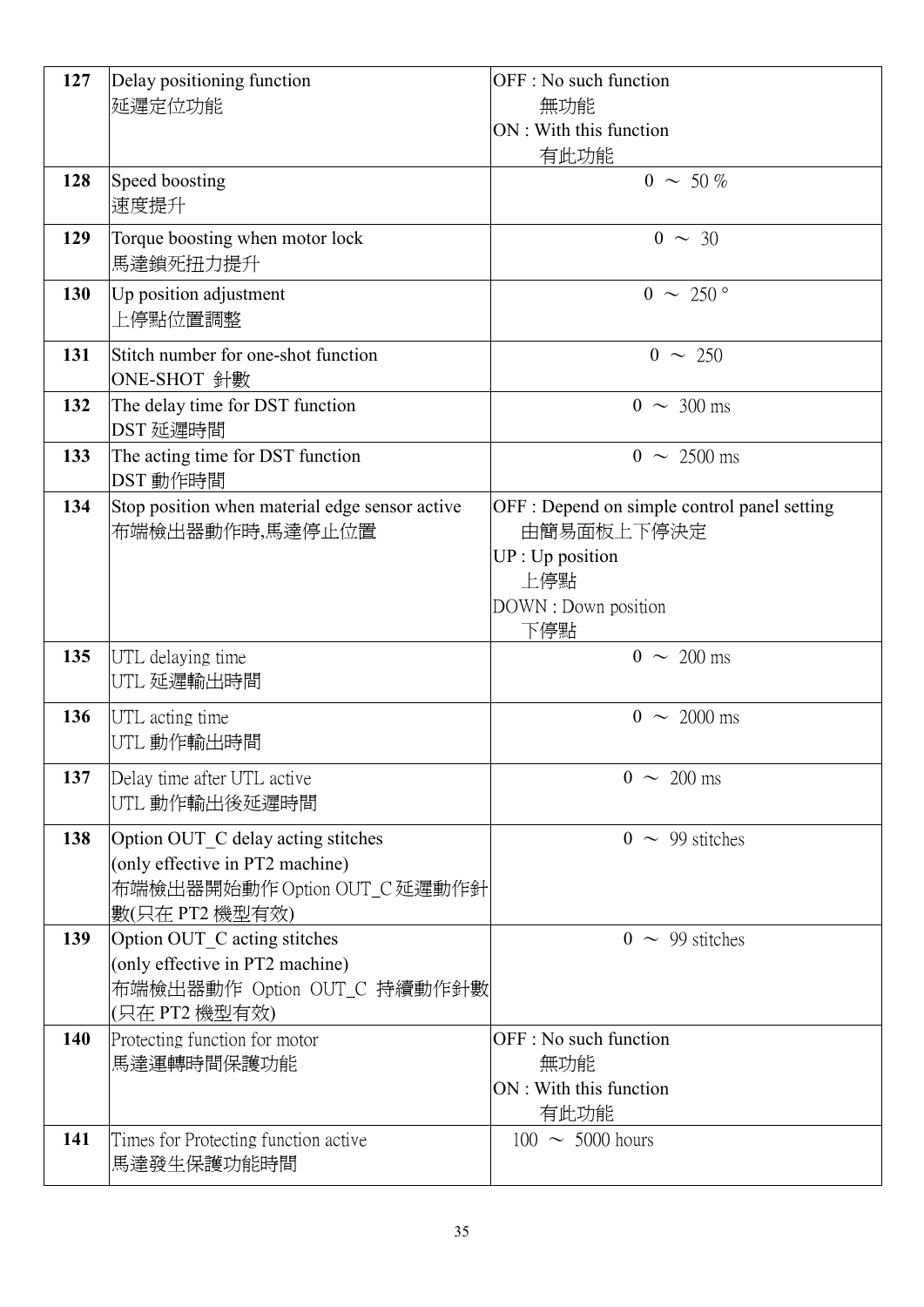| | | |
|---|---|---|
| **127** | Delay positioning function<br>延遲定位功能 | OFF : No such function<br>無功能<br>ON : With this function<br>有此功能 |
| **128** | Speed boosting<br>速度提升 | 0 ～ 50 % |
| **129** | Torque boosting when motor lock<br>馬達鎖死扭力提升 | 0 ～ 30 |
| **130** | Up position adjustment<br>上停點位置調整 | 0 ～ 250° |
| **131** | Stitch number for one-shot function<br>ONE-SHOT 針數 | 0 ～ 250 |
| **132** | The delay time for DST function<br>DST 延遲時間 | 0 ～ 300 ms |
| **133** | The acting time for DST function<br>DST 動作時間 | 0 ～ 2500 ms |
| **134** | Stop position when material edge sensor active<br>布端檢出器動作時,馬達停止位置 | OFF : Depend on simple control panel setting<br>由簡易面板上下停決定<br>UP : Up position<br>上停點<br>DOWN : Down position<br>下停點 |
| **135** | UTL delaying time<br>UTL 延遲輸出時間 | 0 ～ 200 ms |
| **136** | UTL acting time<br>UTL 動作輸出時間 | 0 ～ 2000 ms |
| **137** | Delay time after UTL active<br>UTL 動作輸出後延遲時間 | 0 ～ 200 ms |
| **138** | Option OUT_C delay acting stitches<br>(only effective in PT2 machine)<br>布端檢出器開始動作 Option OUT_C 延遲動作針數(只在 PT2 機型有效) | 0 ～ 99 stitches |
| **139** | Option OUT_C acting stitches<br>(only effective in PT2 machine)<br>布端檢出器動作 Option OUT_C 持續動作針數(只在 PT2 機型有效) | 0 ～ 99 stitches |
| **140** | Protecting function for motor<br>馬達運轉時間保護功能 | OFF : No such function<br>無功能<br>ON : With this function<br>有此功能 |
| **141** | Times for Protecting function active<br>馬達發生保護功能時間 | 100 ～ 5000 hours |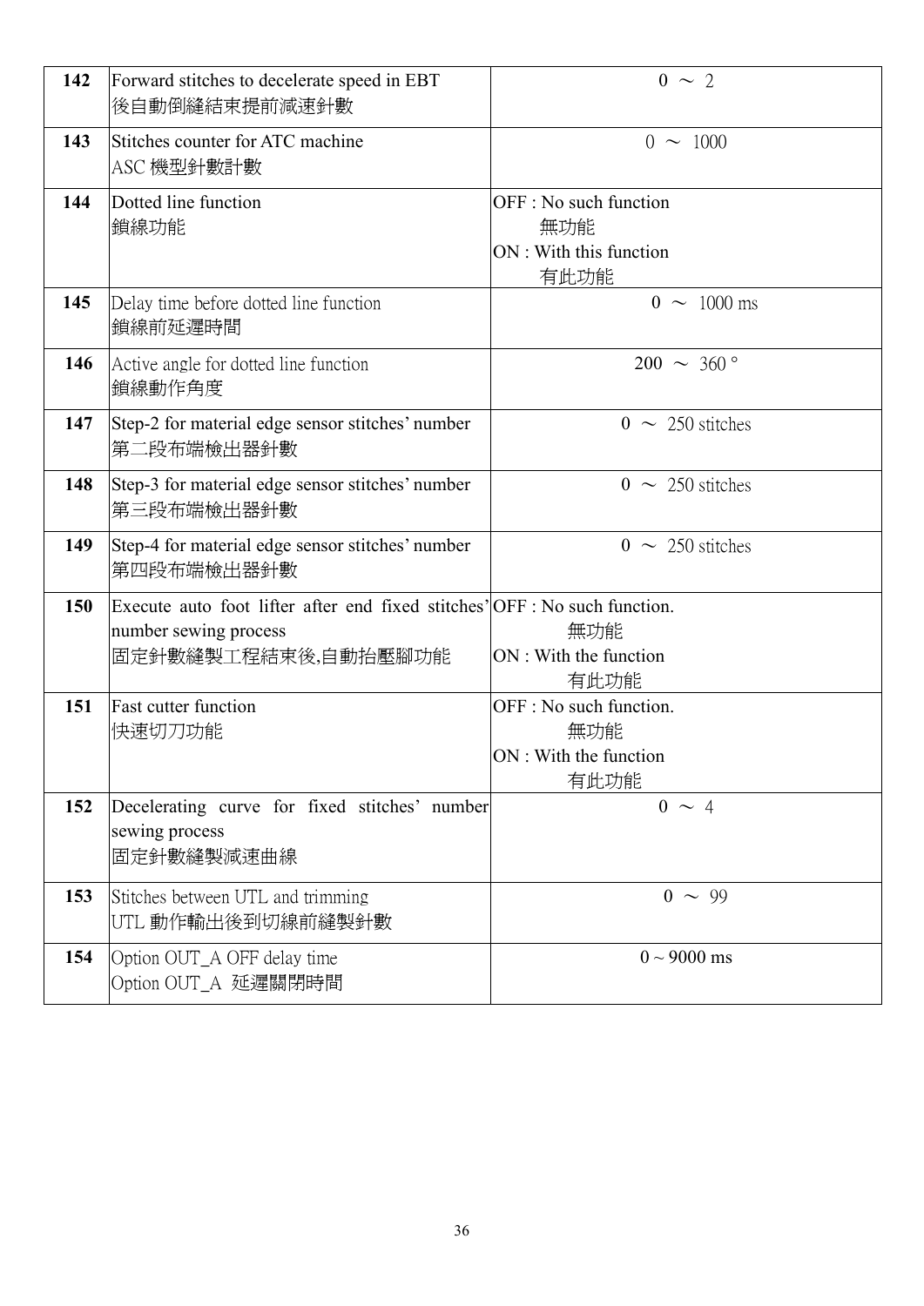| | | |
|---|---|---|
| **142** | Forward stitches to decelerate speed in EBT<br>後自動倒縫結束提前減速針數 | 0 ～ 2 |
| **143** | Stitches counter for ATC machine<br>ASC 機型針數計數 | 0 ～ 1000 |
| **144** | Dotted line function<br>鎖線功能 | OFF : No such function<br>無功能<br>ON : With this function<br>有此功能 |
| **145** | Delay time before dotted line function<br>鎖線前延遲時間 | 0 ～ 1000 ms |
| **146** | Active angle for dotted line function<br>鎖線動作角度 | 200 ～ 360 ° |
| **147** | Step-2 for material edge sensor stitches' number<br>第二段布端檢出器針數 | 0 ～ 250 stitches |
| **148** | Step-3 for material edge sensor stitches' number<br>第三段布端檢出器針數 | 0 ～ 250 stitches |
| **149** | Step-4 for material edge sensor stitches' number<br>第四段布端檢出器針數 | 0 ～ 250 stitches |
| **150** | Execute auto foot lifter after end fixed stitches' number sewing process<br>固定針數縫製工程結束後,自動抬壓腳功能 | OFF : No such function.<br>無功能<br>ON : With the function<br>有此功能 |
| **151** | Fast cutter function<br>快速切刀功能 | OFF : No such function.<br>無功能<br>ON : With the function<br>有此功能 |
| **152** | Decelerating curve for fixed stitches' number sewing process<br>固定針數縫製減速曲線 | 0 ～ 4 |
| **153** | Stitches between UTL and trimming<br>UTL 動作輸出後到切線前縫製針數 | 0 ～ 99 |
| **154** | Option OUT_A OFF delay time<br>Option OUT_A 延遲關閉時間 | 0 ~ 9000 ms |